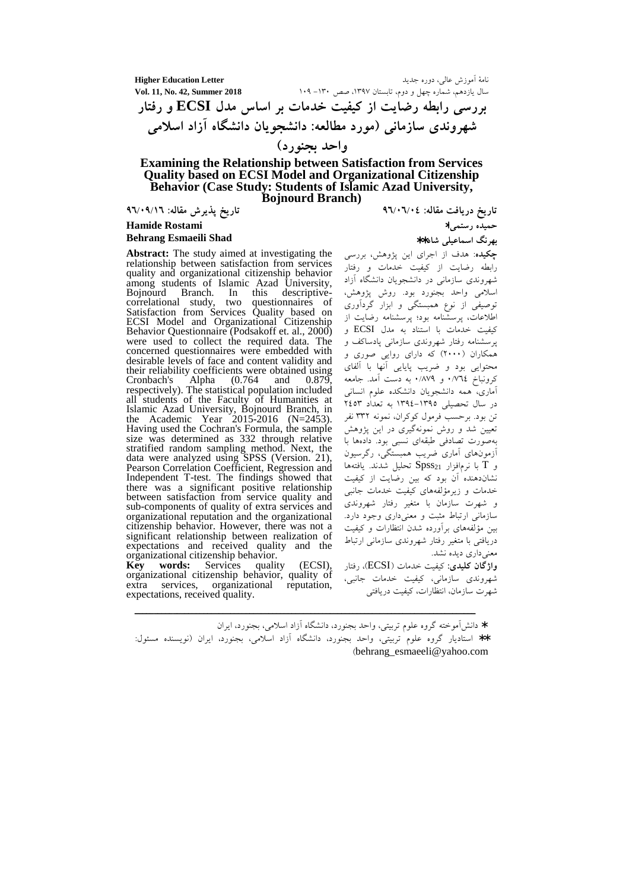# بررسی رابطه رضایت از کیفیت خدمات بر اساس مدل ECSI و رفتار شهروندی سازمانی (مورد مطالعه: دانشجویان دانشگاه آزاد اسلامی واحد بجنورد)

# Examining the Relationship between Satisfaction from Services Quality based on ECSI Model and Organizational Citizenship Behavior (Case Study: Students of Islamic Azad University, Bojnourd Branch)

تاریخ دریافت مقاله: ۹۶/۰۶/۰٤ — تاریخ پذیرش مقاله: ۹۶/۰۹/۱٦

حمیده رستمی*

بهرنگ اسماعیلی شاد**

**چکیده**: هدف از اجرای این پژوهش، بررسی رابطه رضایت از کیفیت خدمات و رفتار شهروندی سازمانی در دانشجویان دانشگاه آزاد اسلامی واحد بجنورد بود. روش پژوهش، توصیفی از نوع همبستگی و ابزار گردآوری اطلاعات، پرسشنامه بود؛ پرسشنامه رضایت از کیفیت خدمات با استناد به مدل ECSI و پرسشنامه رفتار شهروندی سازمانی پادساکاف و همکاران (۲۰۰۰) که دارای روایی صوری و محتوایی بود و ضریب پایایی آنها با آلفای کرونباخ ۰/۷٦٤ و ۰/۸۷۹ به دست آمد. جامعه آماری، همه دانشجویان دانشکده علوم انسانی در سال تحصیلی ۱۳۹٥-۱۳۹٤ به تعداد ۲٤٥۳ تن بود. برحسب فرمول کوکران، نمونه ۳۳۲ نفر تعیین شد و روش نمونه‌گیری در این پژوهش به‌صورت تصادفی طبقه‌ای نسبی بود. داده‌ها با آزمون‌های آماری ضریب همبستگی، رگرسیون و T با نرم‌افزار $Spss_{21}$ تحلیل شدند. یافته‌ها نشان‌دهنده آن بود که بین رضایت از کیفیت خدمات و زیرمؤلفه‌های کیفیت خدمات جانبی و شهرت سازمان با متغیر رفتار شهروندی سازمانی ارتباط مثبت و معنی‌داری وجود دارد. بین مؤلفه‌های برآورده شدن انتظارات و کیفیت دریافتی با متغیر رفتار شهروندی سازمانی ارتباط معنی‌داری دیده نشد.

**واژگان کلیدی**: کیفیت خدمات (ECSI)، رفتار شهروندی سازمانی، کیفیت خدمات جانبی، شهرت سازمان، انتظارات، کیفیت دریافتی

**Hamide Rostami**

**Behrang Esmaeili Shad**

**Abstract:** The study aimed at investigating the relationship between satisfaction from services quality and organizational citizenship behavior among students of Islamic Azad University, Bojnourd Branch. In this descriptive-correlational study, two questionnaires of Satisfaction from Services Quality based on ECSI Model and Organizational Citizenship Behavior Questionnaire (Podsakoff et. al., 2000) were used to collect the required data. The concerned questionnaires were embedded with desirable levels of face and content validity and their reliability coefficients were obtained using Cronbach's Alpha (0.764 and 0.879, respectively). The statistical population included all students of the Faculty of Humanities at Islamic Azad University, Bojnourd Branch, in the Academic Year 2015-2016 (N=2453). Having used the Cochran's Formula, the sample size was determined as 332 through relative stratified random sampling method. Next, the data were analyzed using SPSS (Version. 21), Pearson Correlation Coefficient, Regression and Independent T-test. The findings showed that there was a significant positive relationship between satisfaction from service quality and sub-components of quality of extra services and organizational reputation and the organizational citizenship behavior. However, there was not a significant relationship between realization of expectations and received quality and the organizational citizenship behavior.

**Key words:** Services quality (ECSI), organizational citizenship behavior, quality of extra services, organizational reputation, expectations, received quality.

---

* دانش‌آموخته گروه علوم تربیتی، واحد بجنورد، دانشگاه آزاد اسلامی، بجنورد، ایران

** استادیار گروه علوم تربیتی، واحد بجنورد، دانشگاه آزاد اسلامی، بجنورد، ایران (نویسنده مسئول: behrang_esmaeeli@yahoo.com)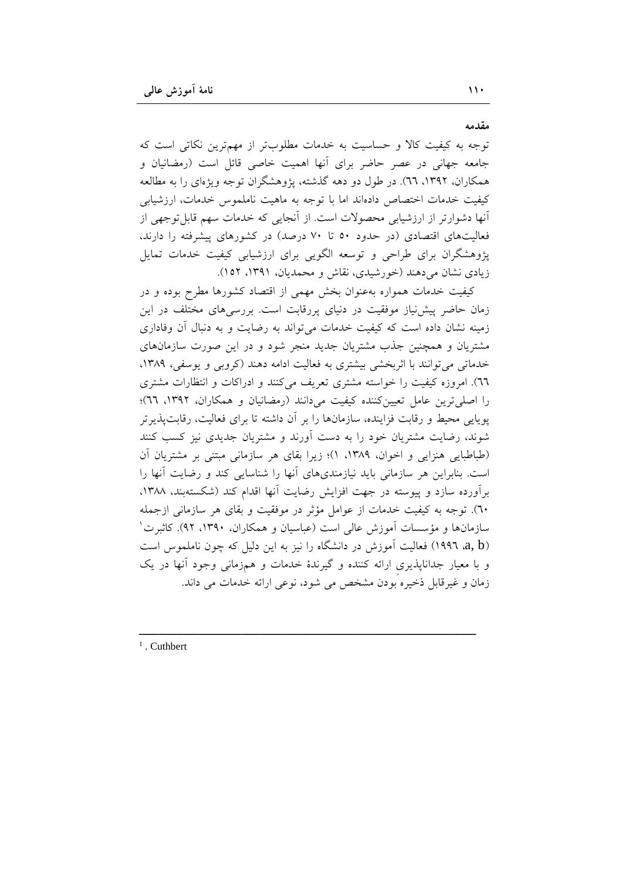## مقدمه

توجه به کیفیت کالا و حساسیت به خدمات مطلوب‌تر از مهم‌ترین نکاتی است که جامعه جهانی در عصر حاضر برای آنها اهمیت خاصی قائل است (رمضانیان و همکاران، ۱۳۹۲، ٦٦). در طول دو دهه گذشته، پژوهشگران توجه ویژه‌ای را به مطالعه کیفیت خدمات اختصاص داده‌اند اما با توجه به ماهیت ناملموس خدمات، ارزشیابی آنها دشوارتر از ارزشیابی محصولات است. از آنجایی که خدمات سهم قابل‌توجهی از فعالیت‌های اقتصادی (در حدود ۵۰ تا ۷۰ درصد) در کشورهای پیشرفته را دارند، پژوهشگران برای طراحی و توسعه الگویی برای ارزشیابی کیفیت خدمات تمایل زیادی نشان می‌دهند (خورشیدی، نقاش و محمدیان، ۱۳۹۱، ۱۵۲).

کیفیت خدمات همواره به‌عنوان بخش مهمی از اقتصاد کشورها مطرح بوده و در زمان حاضر پیش‌نیاز موفقیت در دنیای پررقابت است. بررسی‌های مختلف در این زمینه نشان داده است که کیفیت خدمات می‌تواند به رضایت و به دنبال آن وفاداری مشتریان و همچنین جذب مشتریان جدید منجر شود و در این صورت سازمان‌های خدماتی می‌توانند با اثربخشی بیشتری به فعالیت ادامه دهند (کروبی و یوسفی، ۱۳۸۹، ٦٦). امروزه کیفیت را خواسته مشتری تعریف می‌کنند و ادراکات و انتظارات مشتری را اصلی‌ترین عامل تعیین‌کننده کیفیت می‌دانند (رمضانیان و همکاران، ۱۳۹۲، ٦٦)؛ پویایی محیط و رقابت فزاینده، سازمان‌ها را بر آن داشته تا برای فعالیت، رقابت‌پذیرتر شوند، رضایت مشتریان خود را به دست آورند و مشتریان جدیدی نیز کسب کنند (طباطبایی هنزایی و اخوان، ۱۳۸۹، ۱)؛ زیرا بقای هر سازمانی مبتنی بر مشتریان آن است. بنابراین هر سازمانی باید نیازمندی‌های آنها را شناسایی کند و رضایت آنها را برآورده سازد و پیوسته در جهت افزایش رضایت آنها اقدام کند (شکسته‌بند، ۱۳۸۸، ٦٠). توجه به کیفیت خدمات از عوامل مؤثر در موفقیت و بقای هر سازمانی ازجمله سازمان‌ها و مؤسسات آموزش عالی است (عباسیان و همکاران، ۱۳۹۰، ۹۲). کاثبرت[1] (a, b ۱۹۹٦) فعالیت آموزش در دانشگاه را نیز به این دلیل که چون ناملموس است و با معیار جدایی‌ناپذیری ارائه کننده و گیرندهٔ خدمات و هم‌زمانی وجود آنها در یک زمان و غیرقابل ذخیره بودن مشخص می شود، نوعی ارائه خدمات می داند.

---

[1]. Cuthbert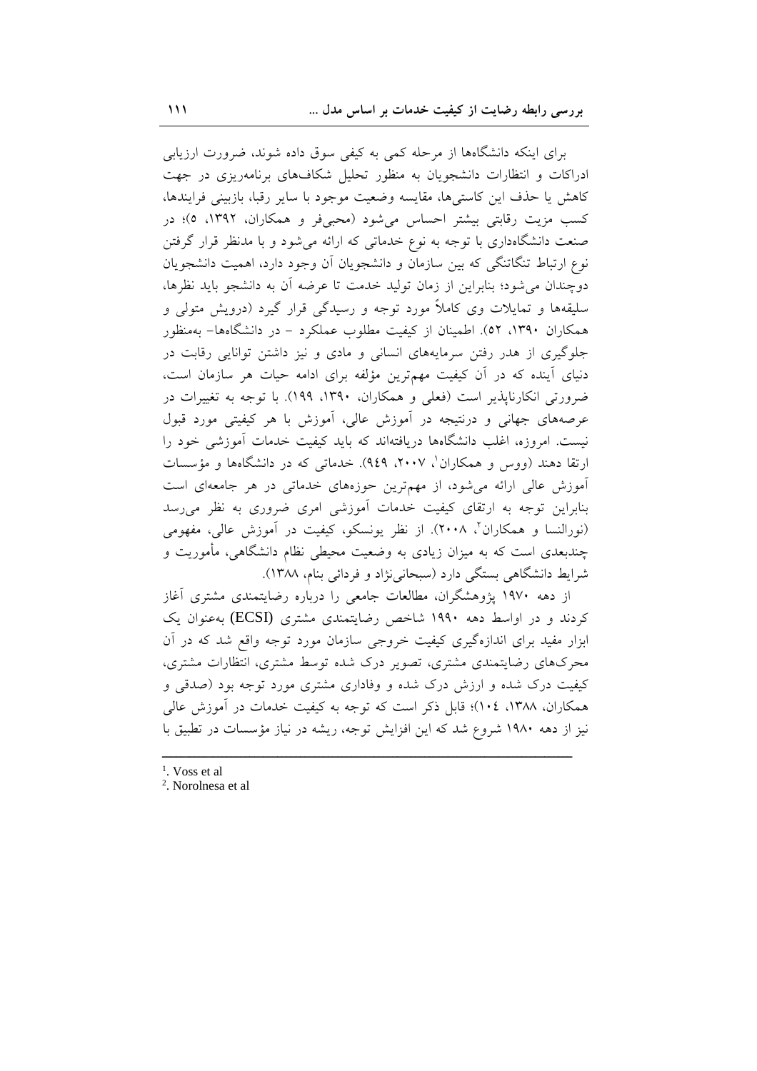برای اینکه دانشگاه‌ها از مرحله کمی به کیفی سوق داده شوند، ضرورت ارزیابی ادراکات و انتظارات دانشجویان به منظور تحلیل شکاف‌های برنامه‌ریزی در جهت کاهش یا حذف این کاستی‌ها، مقایسه وضعیت موجود با سایر رقبا، بازبینی فرایندها، کسب مزیت رقابتی بیشتر احساس می‌شود (محبی‌فر و همکاران، ۱۳۹۲، ۵)؛ در صنعت دانشگاه‌داری با توجه به نوع خدماتی که ارائه می‌شود و با مدنظر قرار گرفتن نوع ارتباط تنگاتنگی که بین سازمان و دانشجویان آن وجود دارد، اهمیت دانشجویان دوچندان می‌شود؛ بنابراین از زمان تولید خدمت تا عرضه آن به دانشجو باید نظرها، سلیقه‌ها و تمایلات وی کاملاً مورد توجه و رسیدگی قرار گیرد (درویش متولی و همکاران ۱۳۹۰، ۵۲). اطمینان از کیفیت مطلوب عملکرد – در دانشگاه‌ها- به‌منظور جلوگیری از هدر رفتن سرمایه‌های انسانی و مادی و نیز داشتن توانایی رقابت در دنیای آینده که در آن کیفیت مهم‌ترین مؤلفه برای ادامه حیات هر سازمان است، ضرورتی انکارناپذیر است (فعلی و همکاران، ۱۳۹۰، ۱۹۹). با توجه به تغییرات در عرصه‌های جهانی و درنتیجه در آموزش عالی، آموزش با هر کیفیتی مورد قبول نیست. امروزه، اغلب دانشگاه‌ها دریافته‌اند که باید کیفیت خدمات آموزشی خود را ارتقا دهند (ووس و همکاران[1]، ۲۰۰۷، ۹٤۹). خدماتی که در دانشگاه‌ها و مؤسسات آموزش عالی ارائه می‌شود، از مهم‌ترین حوزه‌های خدماتی در هر جامعه‌ای است بنابراین توجه به ارتقای کیفیت خدمات آموزشی امری ضروری به نظر می‌رسد (نورالنسا و همکاران[2]، ۲۰۰۸). از نظر یونسکو، کیفیت در آموزش عالی، مفهومی چندبعدی است که به میزان زیادی به وضعیت محیطی نظام دانشگاهی، مأموریت و شرایط دانشگاهی بستگی دارد (سبحانی‌نژاد و فردائی بنام، ۱۳۸۸).

از دهه ۱۹۷۰ پژوهشگران، مطالعات جامعی را درباره رضایتمندی مشتری آغاز کردند و در اواسط دهه ۱۹۹۰ شاخص رضایتمندی مشتری (ECSI) به‌عنوان یک ابزار مفید برای اندازه‌گیری کیفیت خروجی سازمان مورد توجه واقع شد که در آن محرک‌های رضایتمندی مشتری، تصویر درک شده توسط مشتری، انتظارات مشتری، کیفیت درک شده و ارزش درک شده و وفاداری مشتری مورد توجه بود (صدقی و همکاران، ۱۳۸۸، ۱۰٤)؛ قابل ذکر است که توجه به کیفیت خدمات در آموزش عالی نیز از دهه ۱۹۸۰ شروع شد که این افزایش توجه، ریشه در نیاز مؤسسات در تطبیق با

---

[1]. Voss et al

[2]. Norolnesa et al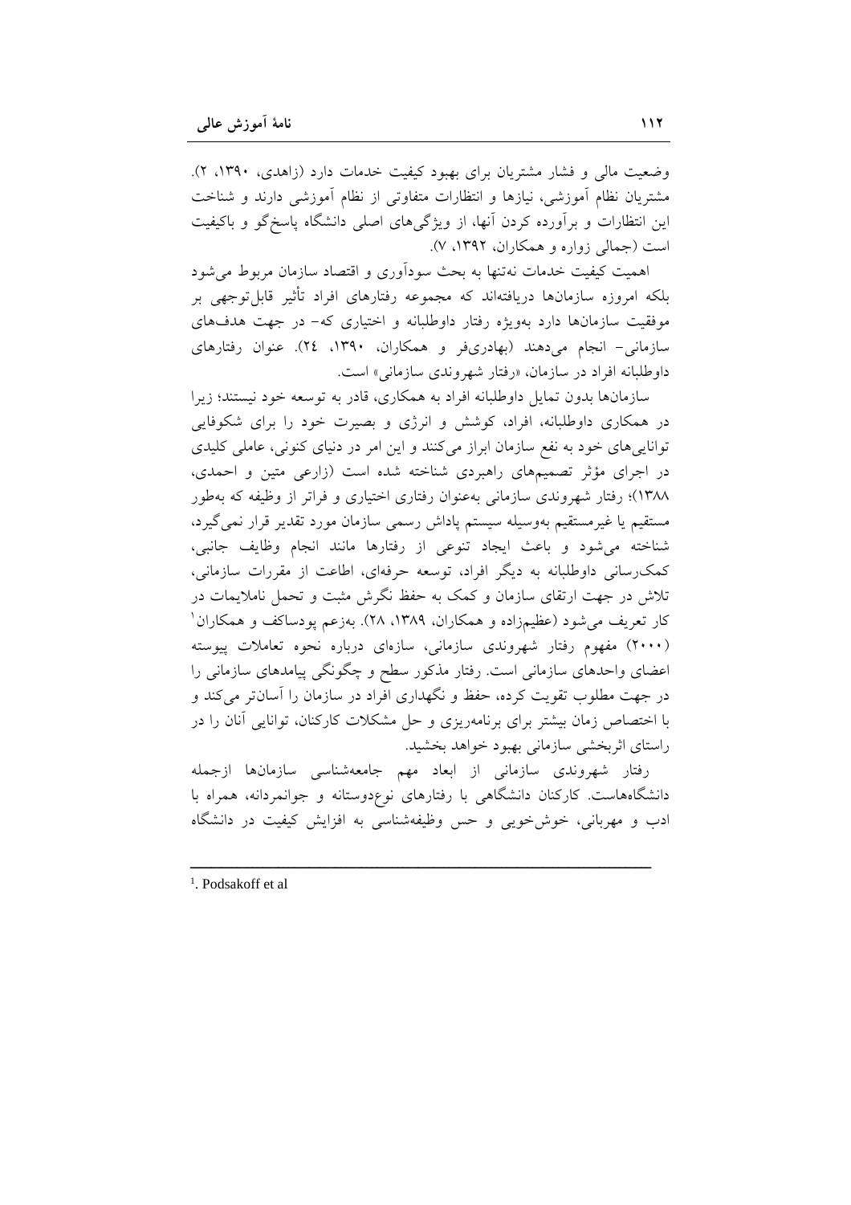وضعیت مالی و فشار مشتریان برای بهبود کیفیت خدمات دارد (زاهدی، ۱۳۹۰، ۲). مشتریان نظام آموزشی، نیازها و انتظارات متفاوتی از نظام آموزشی دارند و شناخت این انتظارات و برآورده کردن آنها، از ویژگی‌های اصلی دانشگاه پاسخ‌گو و باکیفیت است (جمالی زواره و همکاران، ۱۳۹۲، ۷).

اهمیت کیفیت خدمات نه‌تنها به بحث سودآوری و اقتصاد سازمان مربوط می‌شود بلکه امروزه سازمان‌ها دریافته‌اند که مجموعه رفتارهای افراد تأثیر قابل‌توجهی بر موفقیت سازمان‌ها دارد به‌ویژه رفتار داوطلبانه و اختیاری که- در جهت هدف‌های سازمانی- انجام می‌دهند (بهادری‌فر و همکاران، ۱۳۹۰، ۲٤). عنوان رفتارهای داوطلبانه افراد در سازمان، «رفتار شهروندی سازمانی» است.

سازمان‌ها بدون تمایل داوطلبانه افراد به همکاری، قادر به توسعه خود نیستند؛ زیرا در همکاری داوطلبانه، افراد، کوشش و انرژی و بصیرت خود را برای شکوفایی توانایی‌های خود به نفع سازمان ابراز می‌کنند و این امر در دنیای کنونی، عاملی کلیدی در اجرای مؤثر تصمیم‌های راهبردی شناخته شده است (زارعی متین و احمدی، ۱۳۸۸)؛ رفتار شهروندی سازمانی به‌عنوان رفتاری اختیاری و فراتر از وظیفه که به‌طور مستقیم یا غیرمستقیم به‌وسیله سیستم پاداش رسمی سازمان مورد تقدیر قرار نمی‌گیرد، شناخته می‌شود و باعث ایجاد تنوعی از رفتارها مانند انجام وظایف جانبی، کمک‌رسانی داوطلبانه به دیگر افراد، توسعه حرفه‌ای، اطاعت از مقررات سازمانی، تلاش در جهت ارتقای سازمان و کمک به حفظ نگرش مثبت و تحمل ناملایمات در کار تعریف می‌شود (عظیم‌زاده و همکاران، ۱۳۸۹، ۲۸). به‌زعم پودساکف و همکاران[1] (۲۰۰۰) مفهوم رفتار شهروندی سازمانی، سازه‌ای درباره نحوه تعاملات پیوسته اعضای واحدهای سازمانی است. رفتار مذکور سطح و چگونگی پیامدهای سازمانی را در جهت مطلوب تقویت کرده، حفظ و نگهداری افراد در سازمان را آسان‌تر می‌کند و با اختصاص زمان بیشتر برای برنامه‌ریزی و حل مشکلات کارکنان، توانایی آنان را در راستای اثربخشی سازمانی بهبود خواهد بخشید.

رفتار شهروندی سازمانی از ابعاد مهم جامعه‌شناسی سازمان‌ها ازجمله دانشگاه‌هاست. کارکنان دانشگاهی با رفتارهای نوع‌دوستانه و جوانمردانه، همراه با ادب و مهربانی، خوش‌خویی و حس وظیفه‌شناسی به افزایش کیفیت در دانشگاه

---

[1]. Podsakoff et al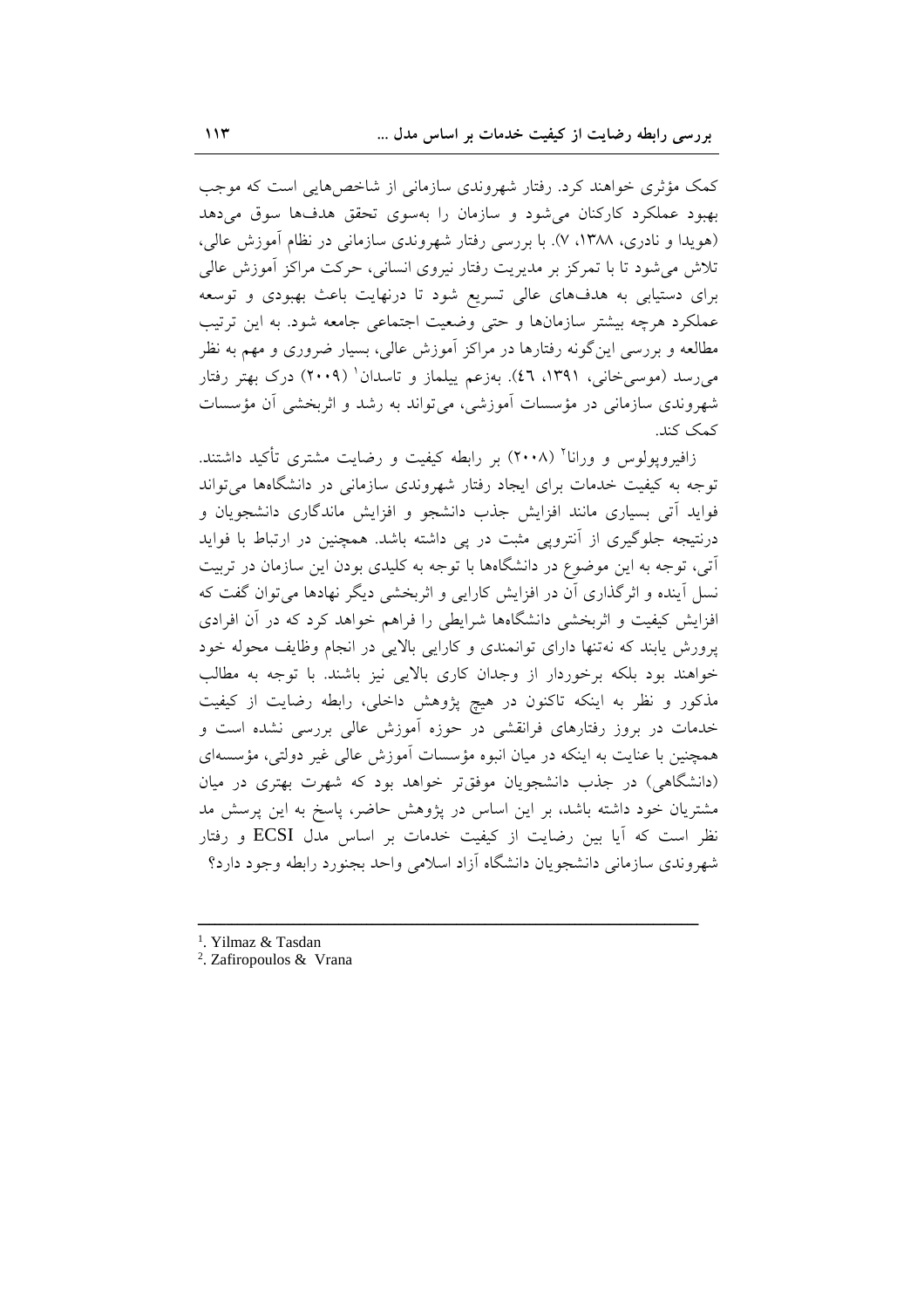کمک مؤثری خواهند کرد. رفتار شهروندی سازمانی از شاخص‌هایی است که موجب بهبود عملکرد کارکنان می‌شود و سازمان را به‌سوی تحقق هدف‌ها سوق می‌دهد (هویدا و نادری، ۱۳۸۸، ۷). با بررسی رفتار شهروندی سازمانی در نظام آموزش عالی، تلاش می‌شود تا با تمرکز بر مدیریت رفتار نیروی انسانی، حرکت مراکز آموزش عالی برای دستیابی به هدف‌های عالی تسریع شود تا درنهایت باعث بهبودی و توسعه عملکرد هرچه بیشتر سازمان‌ها و حتی وضعیت اجتماعی جامعه شود. به این ترتیب مطالعه و بررسی این‌گونه رفتارها در مراکز آموزش عالی، بسیار ضروری و مهم به نظر می‌رسد (موسی‌خانی، ۱۳۹۱، ٤٦). به‌زعم ییلماز و تاسدان[1] (۲۰۰۹) درک بهتر رفتار شهروندی سازمانی در مؤسسات آموزشی، می‌تواند به رشد و اثربخشی آن مؤسسات کمک کند.

زافیروپولوس و ورانا[2] (۲۰۰۸) بر رابطه کیفیت و رضایت مشتری تأکید داشتند. توجه به کیفیت خدمات برای ایجاد رفتار شهروندی سازمانی در دانشگاه‌ها می‌تواند فواید آتی بسیاری مانند افزایش جذب دانشجو و افزایش ماندگاری دانشجویان و درنتیجه جلوگیری از آنتروپی مثبت در پی داشته باشد. همچنین در ارتباط با فواید آتی، توجه به این موضوع در دانشگاه‌ها با توجه به کلیدی بودن این سازمان در تربیت نسل آینده و اثرگذاری آن در افزایش کارایی و اثربخشی دیگر نهادها می‌توان گفت که افزایش کیفیت و اثربخشی دانشگاه‌ها شرایطی را فراهم خواهد کرد که در آن افرادی پرورش یابند که نه‌تنها دارای توانمندی و کارایی بالایی در انجام وظایف محوله خود خواهند بود بلکه برخوردار از وجدان کاری بالایی نیز باشند. با توجه به مطالب مذکور و نظر به اینکه تاکنون در هیچ پژوهش داخلی، رابطه رضایت از کیفیت خدمات در بروز رفتارهای فرانقشی در حوزه آموزش عالی بررسی نشده است و همچنین با عنایت به اینکه در میان انبوه مؤسسات آموزش عالی غیر دولتی، مؤسسه‌ای (دانشگاهی) در جذب دانشجویان موفق‌تر خواهد بود که شهرت بهتری در میان مشتریان خود داشته باشد، بر این اساس در پژوهش حاضر، پاسخ به این پرسش مد نظر است که آیا بین رضایت از کیفیت خدمات بر اساس مدل ECSI و رفتار شهروندی سازمانی دانشجویان دانشگاه آزاد اسلامی واحد بجنورد رابطه وجود دارد؟

---

1. Yilmaz & Tasdan
2. Zafiropoulos & Vrana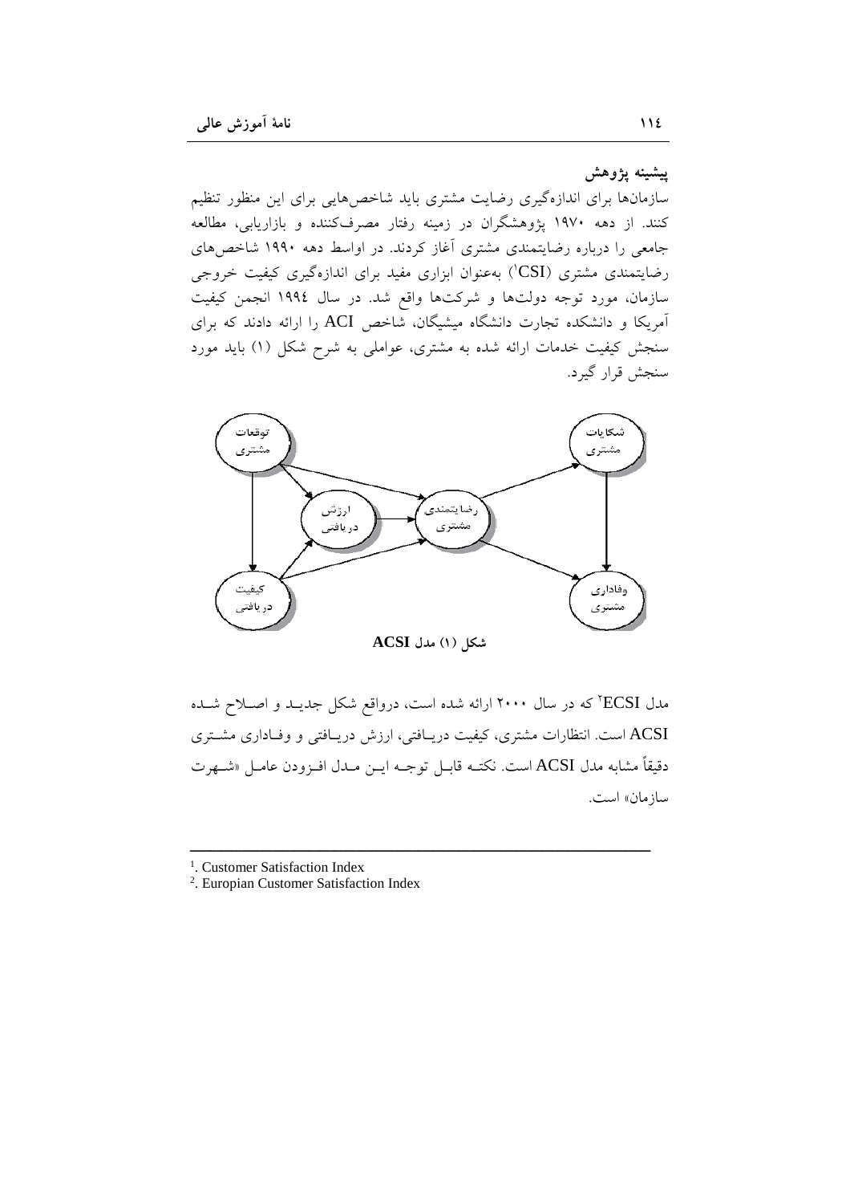### پیشینه پژوهش

سازمان‌ها برای اندازه‌گیری رضایت مشتری باید شاخص‌هایی برای این منظور تنظیم کنند. از دهه ۱۹۷۰ پژوهشگران در زمینه رفتار مصرف‌کننده و بازاریابی، مطالعه جامعی را درباره رضایتمندی مشتری آغاز کردند. در اواسط دهه ۱۹۹۰ شاخص‌های رضایتمندی مشتری (CSI[1]) به‌عنوان ابزاری مفید برای اندازه‌گیری کیفیت خروجی سازمان، مورد توجه دولت‌ها و شرکت‌ها واقع شد. در سال ۱۹۹٤ انجمن کیفیت آمریکا و دانشکده تجارت دانشگاه میشیگان، شاخص ACI را ارائه دادند که برای سنجش کیفیت خدمات ارائه شده به مشتری، عواملی به شرح شکل (۱) باید مورد سنجش قرار گیرد.

**شکل (۱) مدل ACSI**

مدل ECSI[2] که در سال ۲۰۰۰ ارائه شده است، درواقع شکل جدید و اصلاح شده ACSI است. انتظارات مشتری، کیفیت دریافتی، ارزش دریافتی و وفاداری مشتری دقیقاً مشابه مدل ACSI است. نکته قابل توجه این مدل افزودن عامل «شهرت سازمان» است.

---

[1]. Customer Satisfaction Index

[2]. Europian Customer Satisfaction Index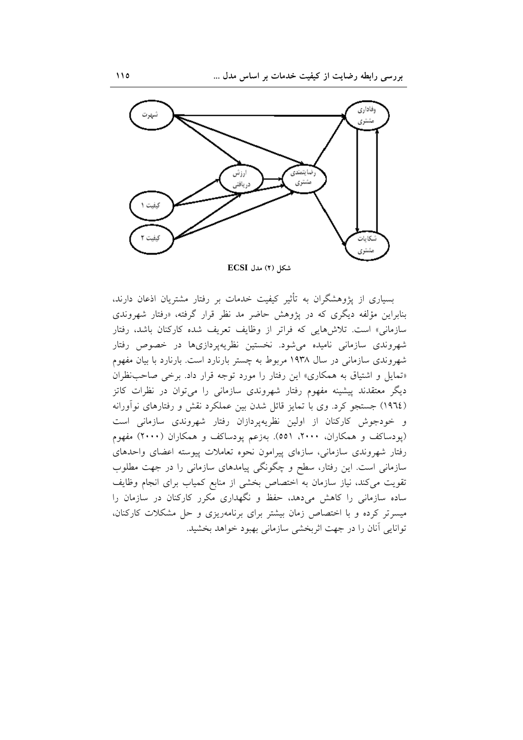شکل (۲) مدل ECSI

بسیاری از پژوهشگران به تأثیر کیفیت خدمات بر رفتار مشتریان اذعان دارند، بنابراین مؤلفه دیگری که در پژوهش حاضر مد نظر قرار گرفته، «رفتار شهروندی سازمانی» است. تلاش‌هایی که فراتر از وظایف تعریف شده کارکنان باشد، رفتار شهروندی سازمانی نامیده می‌شود. نخستین نظریه‌پردازی‌ها در خصوص رفتار شهروندی سازمانی در سال ۱۹۳۸ مربوط به چستر بارنارد است. بارنارد با بیان مفهوم «تمایل و اشتیاق به همکاری» این رفتار را مورد توجه قرار داد. برخی صاحب‌نظران دیگر معتقدند پیشینه مفهوم رفتار شهروندی سازمانی را می‌توان در نظرات کاتز (۱۹٦٤) جستجو کرد. وی با تمایز قائل شدن بین عملکرد نقش و رفتارهای نوآورانه و خودجوش کارکنان از اولین نظریه‌پردازان رفتار شهروندی سازمانی است (پودساکف و همکاران، ۲۰۰۰، ۵۵۱). به‌زعم پودساکف و همکاران (۲۰۰۰) مفهوم رفتار شهروندی سازمانی، سازه‌ای پیرامون نحوه تعاملات پیوسته اعضای واحدهای سازمانی است. این رفتار، سطح و چگونگی پیامدهای سازمانی را در جهت مطلوب تقویت می‌کند، نیاز سازمان به اختصاص بخشی از منابع کمیاب برای انجام وظایف ساده سازمانی را کاهش می‌دهد، حفظ و نگهداری مکرر کارکنان در سازمان را میسرتر کرده و با اختصاص زمان بیشتر برای برنامه‌ریزی و حل مشکلات کارکنان، توانایی آنان را در جهت اثربخشی سازمانی بهبود خواهد بخشید.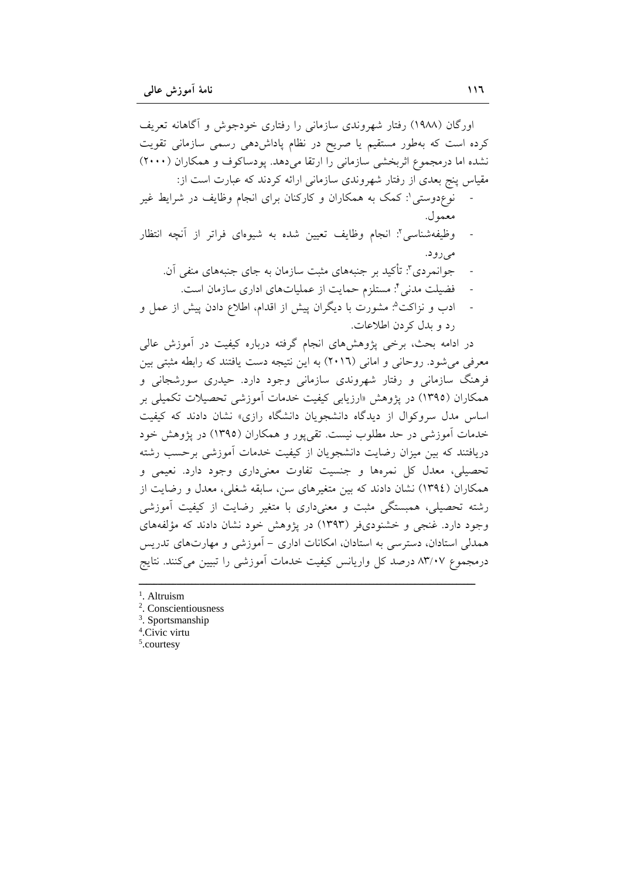اورگان (۱۹۸۸) رفتار شهروندی سازمانی را رفتاری خودجوش و آگاهانه تعریف کرده است که به‌طور مستقیم یا صریح در نظام پاداش‌دهی رسمی سازمانی تقویت نشده اما درمجموع اثربخشی سازمانی را ارتقا می‌دهد. پودساکوف و همکاران (۲۰۰۰) مقیاس پنج بعدی از رفتار شهروندی سازمانی ارائه کردند که عبارت است از:

- نوع‌دوستی[1]: کمک به همکاران و کارکنان برای انجام وظایف در شرایط غیر معمول.
- وظیفه‌شناسی[2]: انجام وظایف تعیین شده به شیوه‌ای فراتر از آنچه انتظار می‌رود.
- جوانمردی[3]: تأکید بر جنبه‌های مثبت سازمان به جای جنبه‌های منفی آن.
- فضیلت مدنی[4]: مستلزم حمایت از عملیات‌های اداری سازمان است.
- ادب و نزاکت[5]: مشورت با دیگران پیش از اقدام، اطلاع دادن پیش از عمل و رد و بدل کردن اطلاعات.

در ادامه بحث، برخی پژوهش‌های انجام گرفته درباره کیفیت در آموزش عالی معرفی می‌شود. روحانی و امانی (۲۰۱۶) به این نتیجه دست یافتند که رابطه مثبتی بین فرهنگ سازمانی و رفتار شهروندی سازمانی وجود دارد. حیدری سورشجانی و همکاران (۱۳۹۵) در پژوهش «ارزیابی کیفیت خدمات آموزشی تحصیلات تکمیلی بر اساس مدل سروکوال از دیدگاه دانشجویان دانشگاه رازی» نشان دادند که کیفیت خدمات آموزشی در حد مطلوب نیست. تقی‌پور و همکاران (۱۳۹۵) در پژوهش خود دریافتند که بین میزان رضایت دانشجویان از کیفیت خدمات آموزشی برحسب رشته تحصیلی، معدل کل نمره‌ها و جنسیت تفاوت معنی‌داری وجود دارد. نعیمی و همکاران (۱۳۹٤) نشان دادند که بین متغیرهای سن، سابقه شغلی، معدل و رضایت از رشته تحصیلی، همبستگی مثبت و معنی‌داری با متغیر رضایت از کیفیت آموزشی وجود دارد. غنجی و خشنودی‌فر (۱۳۹۳) در پژوهش خود نشان دادند که مؤلفه‌های همدلی استادان، دسترسی به استادان، امکانات اداری - آموزشی و مهارت‌های تدریس درمجموع ۸۳/۰۷ درصد کل واریانس کیفیت خدمات آموزشی را تبیین می‌کنند. نتایج

---

[1]. Altruism

[2]. Conscientiousness

[3]. Sportsmanship

[4]. Civic virtu

[5]. courtesy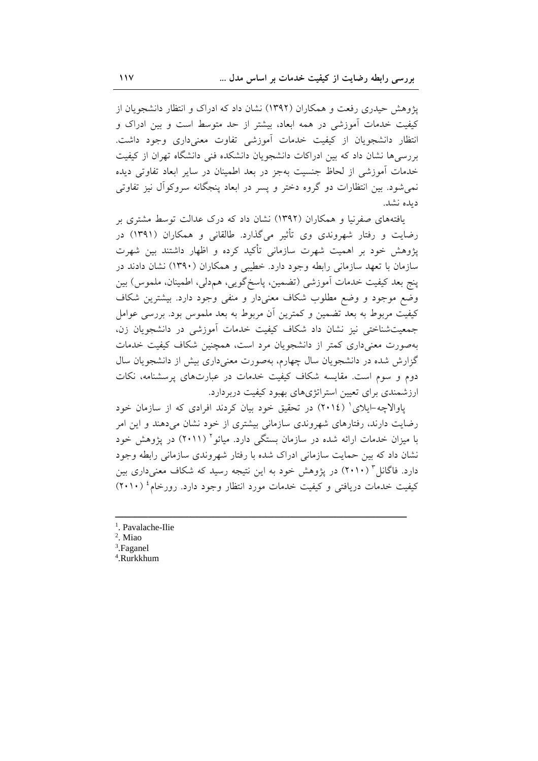پژوهش حیدری رفعت و همکاران (۱۳۹۲) نشان داد که ادراک و انتظار دانشجویان از کیفیت خدمات آموزشی در همه ابعاد، بیشتر از حد متوسط است و بین ادراک و انتظار دانشجویان از کیفیت خدمات آموزشی تفاوت معنی‌داری وجود داشت. بررسی‌ها نشان داد که بین ادراکات دانشجویان دانشکده فنی دانشگاه تهران از کیفیت خدمات آموزشی از لحاظ جنسیت به‌جز در بعد اطمینان در سایر ابعاد تفاوتی دیده نمی‌شود. بین انتظارات دو گروه دختر و پسر در ابعاد پنجگانه سروکوآل نیز تفاوتی دیده نشد.

یافته‌های صفرنیا و همکاران (۱۳۹۲) نشان داد که درک عدالت توسط مشتری بر رضایت و رفتار شهروندی وی تأثیر می‌گذارد. طالقانی و همکاران (۱۳۹۱) در پژوهش خود بر اهمیت شهرت سازمانی تأکید کرده و اظهار داشتند بین شهرت سازمان با تعهد سازمانی رابطه وجود دارد. خطیبی و همکاران (۱۳۹۰) نشان دادند در پنج بعد کیفیت خدمات آموزشی (تضمین، پاسخ‌گویی، همدلی، اطمینان، ملموس) بین وضع موجود و وضع مطلوب شکاف معنی‌دار و منفی وجود دارد. بیشترین شکاف کیفیت مربوط به بعد تضمین و کمترین آن مربوط به بعد ملموس بود. بررسی عوامل جمعیت‌شناختی نیز نشان داد شکاف کیفیت خدمات آموزشی در دانشجویان زن، به‌صورت معنی‌داری کمتر از دانشجویان مرد است، همچنین شکاف کیفیت خدمات گزارش شده در دانشجویان سال چهارم، به‌صورت معنی‌داری بیش از دانشجویان سال دوم و سوم است. مقایسه شکاف کیفیت خدمات در عبارت‌های پرسشنامه، نکات ارزشمندی برای تعیین استراتژی‌های بهبود کیفیت دربردارد.

پاوالاچه-ایلای[1] (۲۰۱٤) در تحقیق خود بیان کردند افرادی که از سازمان خود رضایت دارند، رفتارهای شهروندی سازمانی بیشتری از خود نشان می‌دهند و این امر با میزان خدمات ارائه شده در سازمان بستگی دارد. میائو[2] (۲۰۱۱) در پژوهش خود نشان داد که بین حمایت سازمانی ادراک شده با رفتار شهروندی سازمانی رابطه وجود دارد. فاگانل[3] (۲۰۱۰) در پژوهش خود به این نتیجه رسید که شکاف معنی‌داری بین کیفیت خدمات دریافتی و کیفیت خدمات مورد انتظار وجود دارد. رورخام[4] (۲۰۱۰)

---

1. Pavalache-Ilie
2. Miao
3. Faganel
4. Rurkkhum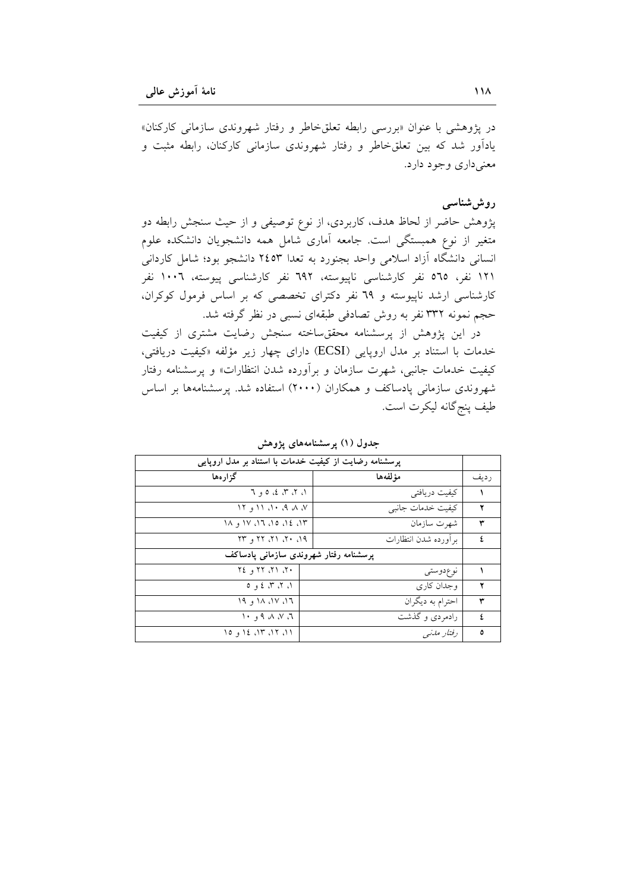در پژوهشی با عنوان «بررسی رابطه تعلق‌خاطر و رفتار شهروندی سازمانی کارکنان» یادآور شد که بین تعلق‌خاطر و رفتار شهروندی سازمانی کارکنان، رابطه مثبت و معنی‌داری وجود دارد.

## روش‌شناسی

پژوهش حاضر از لحاظ هدف، کاربردی، از نوع توصیفی و از حیث سنجش رابطه دو متغیر از نوع همبستگی است. جامعه آماری شامل همه دانشجویان دانشکده علوم انسانی دانشگاه آزاد اسلامی واحد بجنورد به تعدا ۲۴۵۳ دانشجو بود؛ شامل کاردانی ۱۲۱ نفر، ٥٦٥ نفر کارشناسی ناپیوسته، ٦٩٢ نفر کارشناسی پیوسته، ۱۰۰٦ نفر کارشناسی ارشد ناپیوسته و ٦٩ نفر دکترای تخصصی که بر اساس فرمول کوکران، حجم نمونه ۳۳۲ نفر به روش تصادفی طبقه‌ای نسبی در نظر گرفته شد.

در این پژوهش از پرسشنامه محقق‌ساخته سنجش رضایت مشتری از کیفیت خدمات با استناد بر مدل اروپایی (ECSI) دارای چهار زیر مؤلفه «کیفیت دریافتی، کیفیت خدمات جانبی، شهرت سازمان و برآورده شدن انتظارات» و پرسشنامه رفتار شهروندی سازمانی پادساکف و همکاران (۲۰۰۰) استفاده شد. پرسشنامه‌ها بر اساس طیف پنج‌گانه لیکرت است.

**جدول (۱) پرسشنامه‌های پژوهش**

| ردیف | مؤلفه‌ها | گزاره‌ها |
|---|---|---|
| | **پرسشنامه رضایت از کیفیت خدمات با استناد بر مدل اروپایی** | |
| ۱ | کیفیت دریافتی | ۱، ۲، ۳، ٤، ٥ و ٦ |
| ۲ | کیفیت خدمات جانبی | ۷، ۸، ۹، ۱۰، ۱۱ و ۱۲ |
| ۳ | شهرت سازمان | ۱۳، ۱٤، ۱٥، ۱٦، ۱۷ و ۱۸ |
| ٤ | برآورده شدن انتظارات | ۱۹، ۲۰، ۲۱، ۲۲ و ۲۳ |
| | **پرسشنامه رفتار شهروندی سازمانی پادساکف** | |
| ۱ | نوع‌دوستی | ۲۰، ۲۱، ۲۲ و ۲٤ |
| ۲ | وجدان کاری | ۱، ۲، ۳، ٤ و ٥ |
| ۳ | احترام به دیگران | ۱٦، ۱۷، ۱۸ و ۱۹ |
| ٤ | رادمردی و گذشت | ٦، ۷، ۸، ۹ و ۱۰ |
| ٥ | *رفتار مدنی* | ۱۱، ۱۲، ۱۳، ۱٤ و ۱٥ |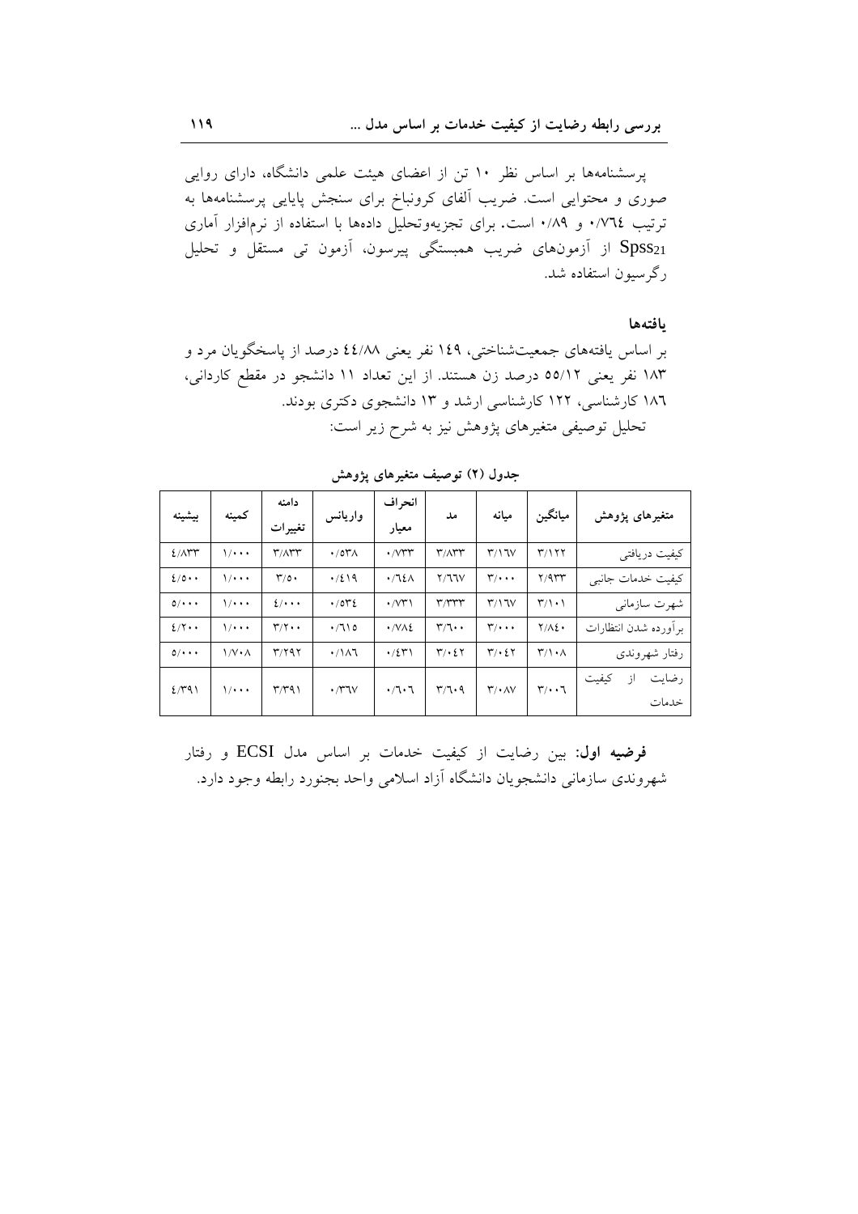پرسشنامه‌ها بر اساس نظر ۱۰ تن از اعضای هیئت علمی دانشگاه، دارای روایی صوری و محتوایی است. ضریب آلفای کرونباخ برای سنجش پایایی پرسشنامه‌ها به ترتیب ۰/۷٦٤ و ۰/۸۹ است. برای تجزیه‌وتحلیل داده‌ها با استفاده از نرم‌افزار آماری $Spss_{21}$ از آزمون‌های ضریب همبستگی پیرسون، آزمون تی مستقل و تحلیل رگرسیون استفاده شد.

## یافته‌ها

بر اساس یافته‌های جمعیت‌شناختی، ۱٤۹ نفر یعنی ٤٤/۸۸ درصد از پاسخگویان مرد و ۱۸۳ نفر یعنی ٥٥/۱۲ درصد زن هستند. از این تعداد ۱۱ دانشجو در مقطع کاردانی، ۱۸٦ کارشناسی، ۱۲۲ کارشناسی ارشد و ۱۳ دانشجوی دکتری بودند.

تحلیل توصیفی متغیرهای پژوهش نیز به شرح زیر است:

**جدول (۲) توصیف متغیرهای پژوهش**

| متغیرهای پژوهش | میانگین | میانه | مد | انحراف معیار | واریانس | دامنه تغییرات | کمینه | بیشینه |
|---|---|---|---|---|---|---|---|---|
| کیفیت دریافتی | ۳/۱۲۲ | ۳/۱٦۷ | ۳/۸۳۳ | ۰/۷۳۳ | ۰/٥۳۸ | ۳/۸۳۳ | ۱/۰۰۰ | ٤/۸۳۳ |
| کیفیت خدمات جانبی | ۲/۹۳۳ | ۳/۰۰۰ | ۲/٦٦۷ | ۰/٦٤۸ | ۰/٤۱۹ | ۳/٥۰ | ۱/۰۰۰ | ٤/٥۰۰ |
| شهرت سازمانی | ۳/۱۰۱ | ۳/۱٦۷ | ۳/۳۳۳ | ۰/۷۳۱ | ۰/٥۳٤ | ٤/۰۰۰ | ۱/۰۰۰ | ٥/۰۰۰ |
| برآورده شدن انتظارات | ۲/۸٤۰ | ۳/۰۰۰ | ۳/٦۰۰ | ۰/۷۸٤ | ۰/٦۱٥ | ۳/۲۰۰ | ۱/۰۰۰ | ٤/۲۰۰ |
| رفتار شهروندی | ۳/۱۰۸ | ۳/۰٤۲ | ۳/۰٤۲ | ۰/٤۳۱ | ۰/۱۸٦ | ۳/۲۹۲ | ۱/۷۰۸ | ٥/۰۰۰ |
| رضایت از کیفیت خدمات | ۳/۰۰٦ | ۳/۰۸۷ | ۳/٦۰۹ | ۰/٦۰٦ | ۰/۳٦۷ | ۳/۳۹۱ | ۱/۰۰۰ | ٤/۳۹۱ |

**فرضیه اول:** بین رضایت از کیفیت خدمات بر اساس مدل ECSI و رفتار شهروندی سازمانی دانشجویان دانشگاه آزاد اسلامی واحد بجنورد رابطه وجود دارد.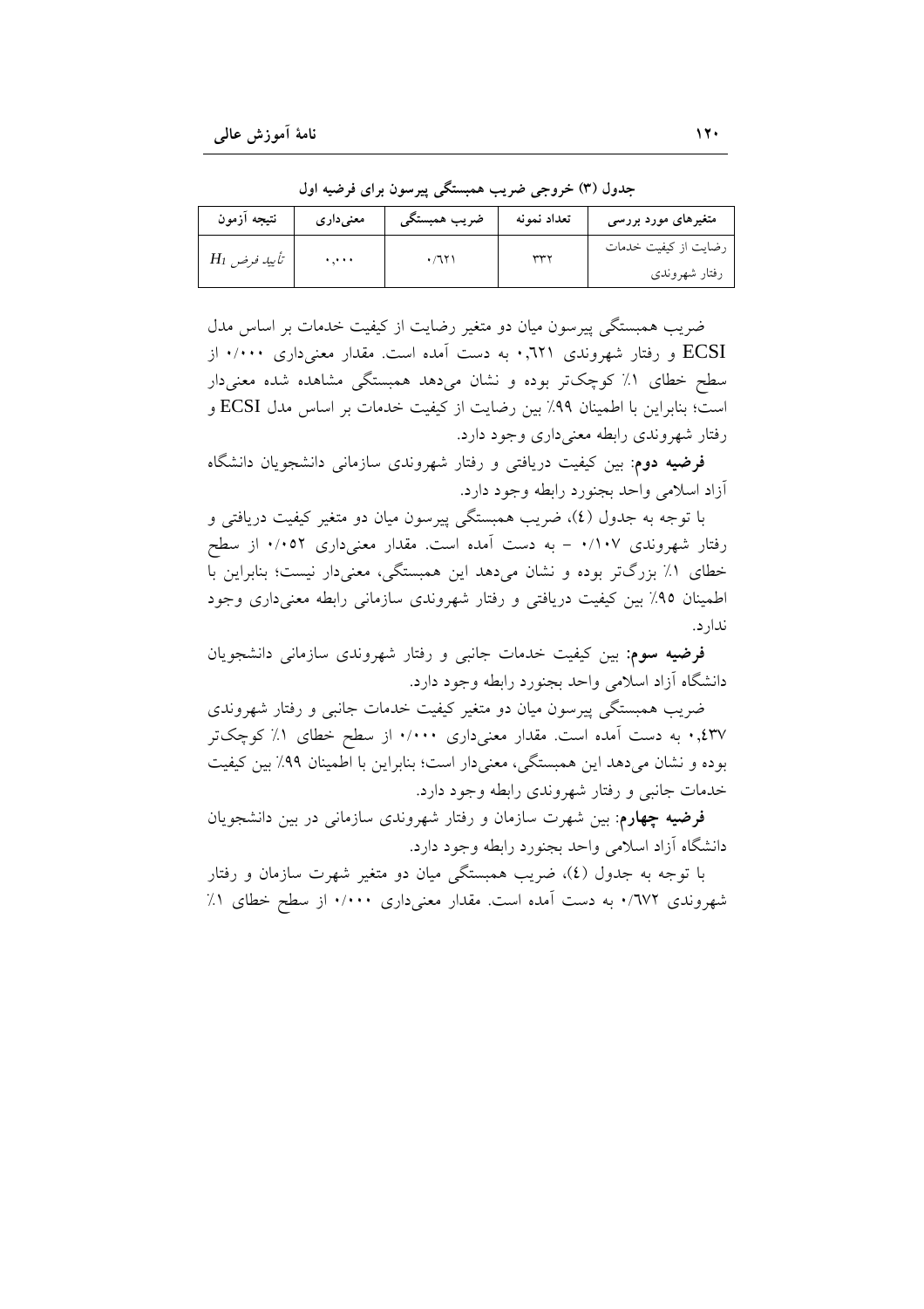جدول (۳) خروجی ضریب همبستگی پیرسون برای فرضیه اول

| متغیرهای مورد بررسی | تعداد نمونه | ضریب همبستگی | معنی‌داری | نتیجه آزمون |
|---|---|---|---|---|
| رضایت از کیفیت خدمات رفتار شهروندی | ۳۳۲ | ۰/۶۲۱ | ۰,۰۰۰ | تأیید فرض $H_1$ |

ضریب همبستگی پیرسون میان دو متغیر رضایت از کیفیت خدمات بر اساس مدل ECSI و رفتار شهروندی ۰,۶۲۱ به دست آمده است. مقدار معنی‌داری ۰/۰۰۰ از سطح خطای ۱٪ کوچک‌تر بوده و نشان می‌دهد همبستگی مشاهده شده معنی‌دار است؛ بنابراین با اطمینان ۹۹٪ بین رضایت از کیفیت خدمات بر اساس مدل ECSI و رفتار شهروندی رابطه معنی‌داری وجود دارد.

**فرضیه دوم**: بین کیفیت دریافتی و رفتار شهروندی سازمانی دانشجویان دانشگاه آزاد اسلامی واحد بجنورد رابطه وجود دارد.

با توجه به جدول (٤)، ضریب همبستگی پیرسون میان دو متغیر کیفیت دریافتی و رفتار شهروندی ۰/۱۰۷ - به دست آمده است. مقدار معنی‌داری ۰/۰۵۲ از سطح خطای ۱٪ بزرگ‌تر بوده و نشان می‌دهد این همبستگی، معنی‌دار نیست؛ بنابراین با اطمینان ۹۵٪ بین کیفیت دریافتی و رفتار شهروندی سازمانی رابطه معنی‌داری وجود ندارد.

**فرضیه سوم**: بین کیفیت خدمات جانبی و رفتار شهروندی سازمانی دانشجویان دانشگاه آزاد اسلامی واحد بجنورد رابطه وجود دارد.

ضریب همبستگی پیرسون میان دو متغیر کیفیت خدمات جانبی و رفتار شهروندی ۰,٤۳۷ به دست آمده است. مقدار معنی‌داری ۰/۰۰۰ از سطح خطای ۱٪ کوچک‌تر بوده و نشان می‌دهد این همبستگی، معنی‌دار است؛ بنابراین با اطمینان ۹۹٪ بین کیفیت خدمات جانبی و رفتار شهروندی رابطه وجود دارد.

**فرضیه چهارم**: بین شهرت سازمان و رفتار شهروندی سازمانی در بین دانشجویان دانشگاه آزاد اسلامی واحد بجنورد رابطه وجود دارد.

با توجه به جدول (٤)، ضریب همبستگی میان دو متغیر شهرت سازمان و رفتار شهروندی ۰/٦۷۲ به دست آمده است. مقدار معنی‌داری ۰/۰۰۰ از سطح خطای ۱٪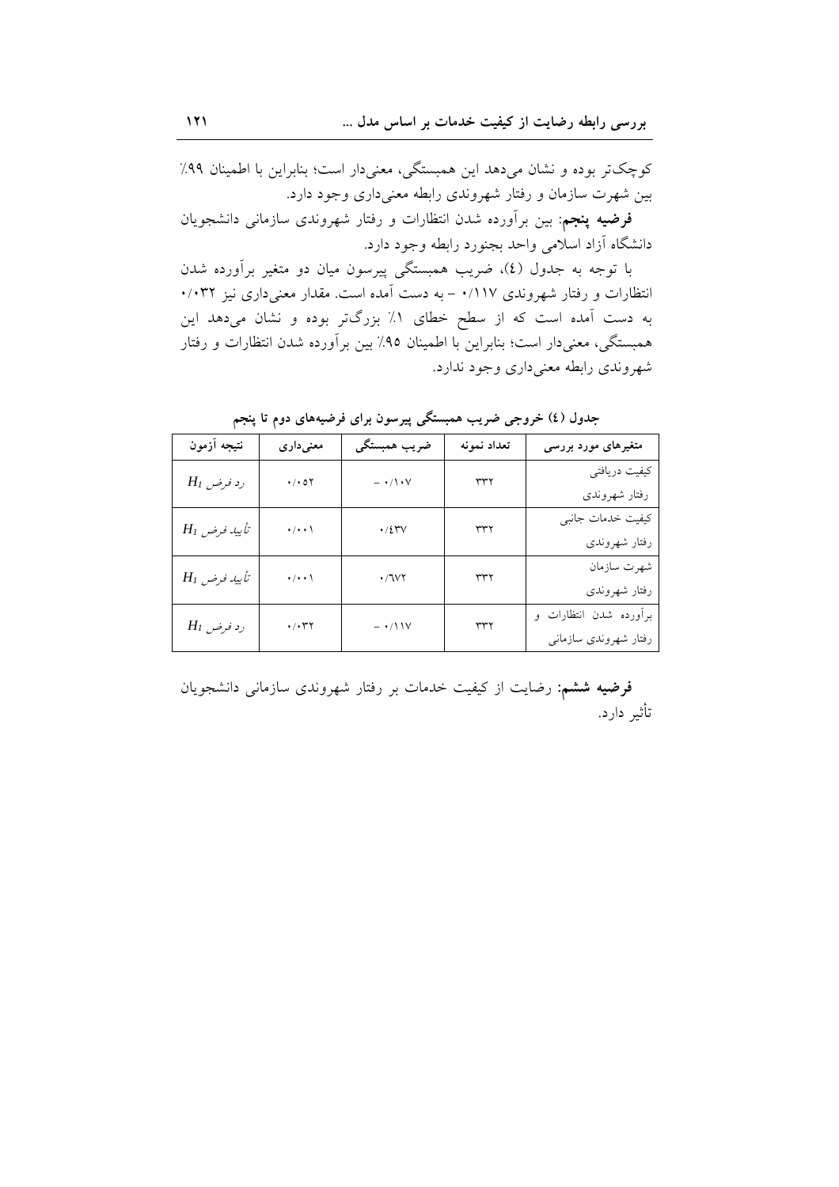کوچک‌تر بوده و نشان می‌دهد این همبستگی، معنی‌دار است؛ بنابراین با اطمینان ۹۹٪ بین شهرت سازمان و رفتار شهروندی رابطه معنی‌داری وجود دارد.

**فرضیه پنجم**: بین برآورده شدن انتظارات و رفتار شهروندی سازمانی دانشجویان دانشگاه آزاد اسلامی واحد بجنورد رابطه وجود دارد.

با توجه به جدول (٤)، ضریب همبستگی پیرسون میان دو متغیر برآورده شدن انتظارات و رفتار شهروندی ۰/۱۱۷ – به دست آمده است. مقدار معنی‌داری نیز ۰/۰۳۲ به دست آمده است که از سطح خطای ۱٪ بزرگ‌تر بوده و نشان می‌دهد این همبستگی، معنی‌دار است؛ بنابراین با اطمینان ۹۵٪ بین برآورده شدن انتظارات و رفتار شهروندی رابطه معنی‌داری وجود ندارد.

**جدول (٤) خروجی ضریب همبستگی پیرسون برای فرضیه‌های دوم تا پنجم**

| متغیرهای مورد بررسی | تعداد نمونه | ضریب همبستگی | معنی‌داری | نتیجه آزمون |
|---|---|---|---|---|
| کیفیت دریافتی<br>رفتار شهروندی | ۳۳۲ | ۰/۱۰۷ – | ۰/۰۵۲ | رد فرض $H_1$ |
| کیفیت خدمات جانبی<br>رفتار شهروندی | ۳۳۲ | ۰/٤۳۷ | ۰/۰۰۱ | تأیید فرض $H_1$ |
| شهرت سازمان<br>رفتار شهروندی | ۳۳۲ | ۰/٦۷۲ | ۰/۰۰۱ | تأیید فرض $H_1$ |
| برآورده شدن انتظارات و<br>رفتار شهروندی سازمانی | ۳۳۲ | ۰/۱۱۷ – | ۰/۰۳۲ | رد فرض $H_1$ |

**فرضیه ششم**: رضایت از کیفیت خدمات بر رفتار شهروندی سازمانی دانشجویان تأثیر دارد.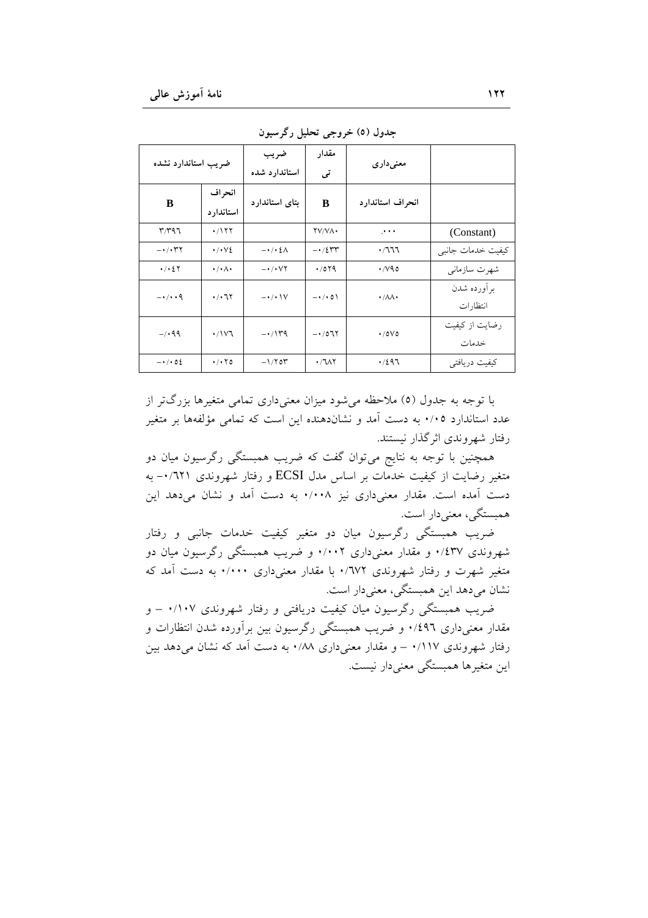جدول (۵) خروجی تحلیل رگرسیون

| ضریب استاندارد نشده | | ضریب استاندارد شده | مقدار تی | معنی‌داری | |
|---|---|---|---|---|---|
| B | انحراف استاندارد | بتای استاندارد | B | انحراف استاندارد | |
| ۳/۳۹۶ | ۰/۱۲۲ | | ۲۷/۷۸۰ | ۰/۰۰۰ | (Constant) |
| -۰/۰۳۲ | ۰/۰۷٤ | -۰/۰٤۸ | -۰/٤۳۳ | ۰/٦٦٦ | کیفیت خدمات جانبی |
| ۰/۰٤۲ | ۰/۰۸۰ | -۰/۰۷۲ | ۰/۵۲۹ | ۰/۷۹۵ | شهرت سازمانی |
| -۰/۰۰۹ | ۰/۰٦۲ | -۰/۰۱۷ | -۰/۰۵۱ | ۰/۸۸۰ | برآورده شدن انتظارات |
| -/۰۹۹ | ۰/۱۷٦ | -۰/۱۳۹ | -۰/۵٦۲ | ۰/۵۷۵ | رضایت از کیفیت خدمات |
| -۰/۰۵٤ | ۰/۰۲۵ | -۱/۲۵۳ | ۰/٦۸۲ | ۰/٤۹٦ | کیفیت دریافتی |

با توجه به جدول (۵) ملاحظه می‌شود میزان معنی‌داری تمامی متغیرها بزرگ‌تر از عدد استاندارد ۰/۰۵ به دست آمد و نشان‌دهنده این است که تمامی مؤلفه‌ها بر متغیر رفتار شهروندی اثرگذار نیستند.

همچنین با توجه به نتایج می‌توان گفت که ضریب همبستگی رگرسیون میان دو متغیر رضایت از کیفیت خدمات بر اساس مدل ECSI و رفتار شهروندی ۰/٦۲۱- به دست آمده است. مقدار معنی‌داری نیز ۰/۰۰۸ به دست آمد و نشان می‌دهد این همبستگی، معنی‌دار است.

ضریب همبستگی رگرسیون میان دو متغیر کیفیت خدمات جانبی و رفتار شهروندی ۰/٤۳۷ و مقدار معنی‌داری ۰/۰۰۲ و ضریب همبستگی رگرسیون میان دو متغیر شهرت و رفتار شهروندی ۰/٦۷۲ با مقدار معنی‌داری ۰/۰۰۰ به دست آمد که نشان می‌دهد این همبستگی، معنی‌دار است.

ضریب همبستگی رگرسیون میان کیفیت دریافتی و رفتار شهروندی ۰/۱۰۷ – و مقدار معنی‌داری ۰/٤۹٦ و ضریب همبستگی رگرسیون بین برآورده شدن انتظارات و رفتار شهروندی ۰/۱۱۷ – و مقدار معنی‌داری ۰/۸۸ به دست آمد که نشان می‌دهد بین این متغیرها همبستگی معنی‌دار نیست.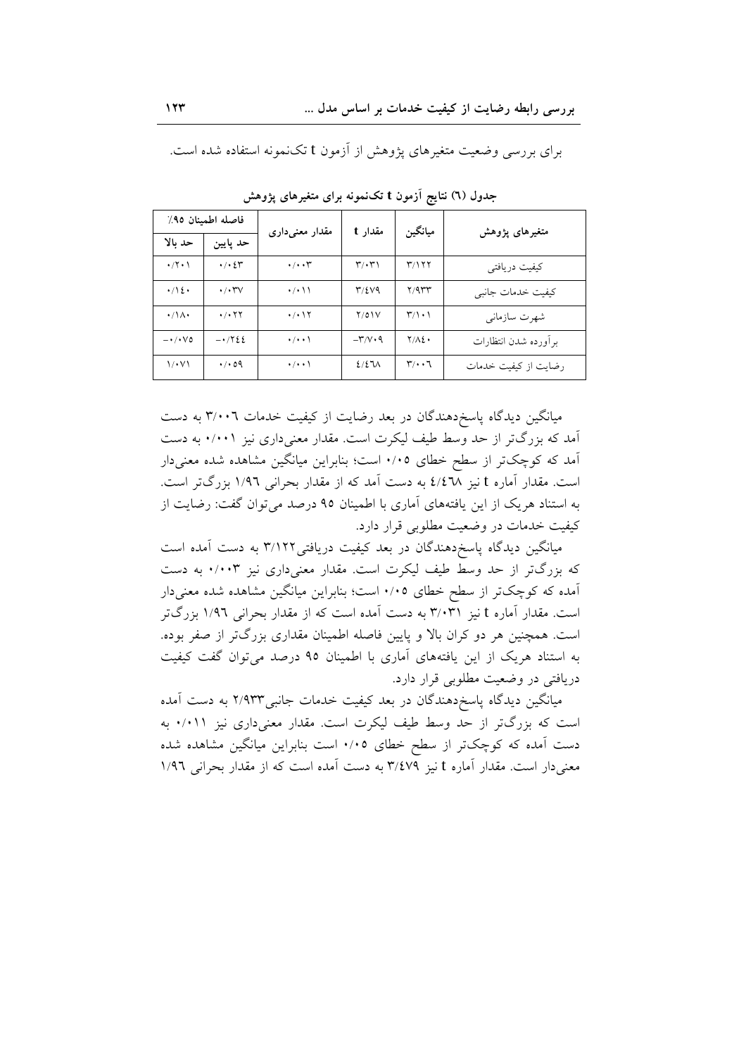برای بررسی وضعیت متغیرهای پژوهش از آزمون t تک‌نمونه استفاده شده است.

**جدول (٦) نتایج آزمون t تک‌نمونه برای متغیرهای پژوهش**

| متغیرهای پژوهش | میانگین | مقدار t | مقدار معنی‌داری | فاصله اطمینان ٩٥٪ | |
|---|---|---|---|---|---|
| | | | | حد پایین | حد بالا |
| کیفیت دریافتی | ٣/١٢٢ | ٣/٠٣١ | ٠/٠٠٣ | ٠/٠٤٣ | ٠/٢٠١ |
| کیفیت خدمات جانبی | ٢/٩٣٣ | ٣/٤٧٩ | ٠/٠١١ | ٠/٠٣٧ | ٠/١٤٠ |
| شهرت سازمانی | ٣/١٠١ | ٢/٥١٧ | ٠/٠١٢ | ٠/٠٢٢ | ٠/١٨٠ |
| برآورده شدن انتظارات | ٢/٨٤٠ | -٣/٧٠٩ | ٠/٠٠١ | -٠/٢٤٤ | -٠/٠٧٥ |
| رضایت از کیفیت خدمات | ٣/٠٠٦ | ٤/٤٦٨ | ٠/٠٠١ | ٠/٠٥٩ | ١/٠٧١ |

میانگین دیدگاه پاسخ‌دهندگان در بعد رضایت از کیفیت خدمات ٣/٠٠٦ به دست آمد که بزرگ‌تر از حد وسط طیف لیکرت است. مقدار معنی‌داری نیز ٠/٠٠١ به دست آمد که کوچک‌تر از سطح خطای ٠/٠٥ است؛ بنابراین میانگین مشاهده شده معنی‌دار است. مقدار آماره t نیز ٤/٤٦٨ به دست آمد که از مقدار بحرانی ١/٩٦ بزرگ‌تر است. به استناد هریک از این یافته‌های آماری با اطمینان ٩٥ درصد می‌توان گفت: رضایت از کیفیت خدمات در وضعیت مطلوبی قرار دارد.

میانگین دیدگاه پاسخ‌دهندگان در بعد کیفیت دریافتی٣/١٢٢ به دست آمده است که بزرگ‌تر از حد وسط طیف لیکرت است. مقدار معنی‌داری نیز ٠/٠٠٣ به دست آمده که کوچک‌تر از سطح خطای ٠/٠٥ است؛ بنابراین میانگین مشاهده شده معنی‌دار است. مقدار آماره t نیز ٣/٠٣١ به دست آمده است که از مقدار بحرانی ١/٩٦ بزرگ‌تر است. همچنین هر دو کران بالا و پایین فاصله اطمینان مقداری بزرگ‌تر از صفر بوده. به استناد هریک از این یافته‌های آماری با اطمینان ٩٥ درصد می‌توان گفت کیفیت دریافتی در وضعیت مطلوبی قرار دارد.

میانگین دیدگاه پاسخ‌دهندگان در بعد کیفیت خدمات جانبی٢/٩٣٣ به دست آمده است که بزرگ‌تر از حد وسط طیف لیکرت است. مقدار معنی‌داری نیز ٠/٠١١ به دست آمده که کوچک‌تر از سطح خطای ٠/٠٥ است بنابراین میانگین مشاهده شده معنی‌دار است. مقدار آماره t نیز ٣/٤٧٩ به دست آمده است که از مقدار بحرانی ١/٩٦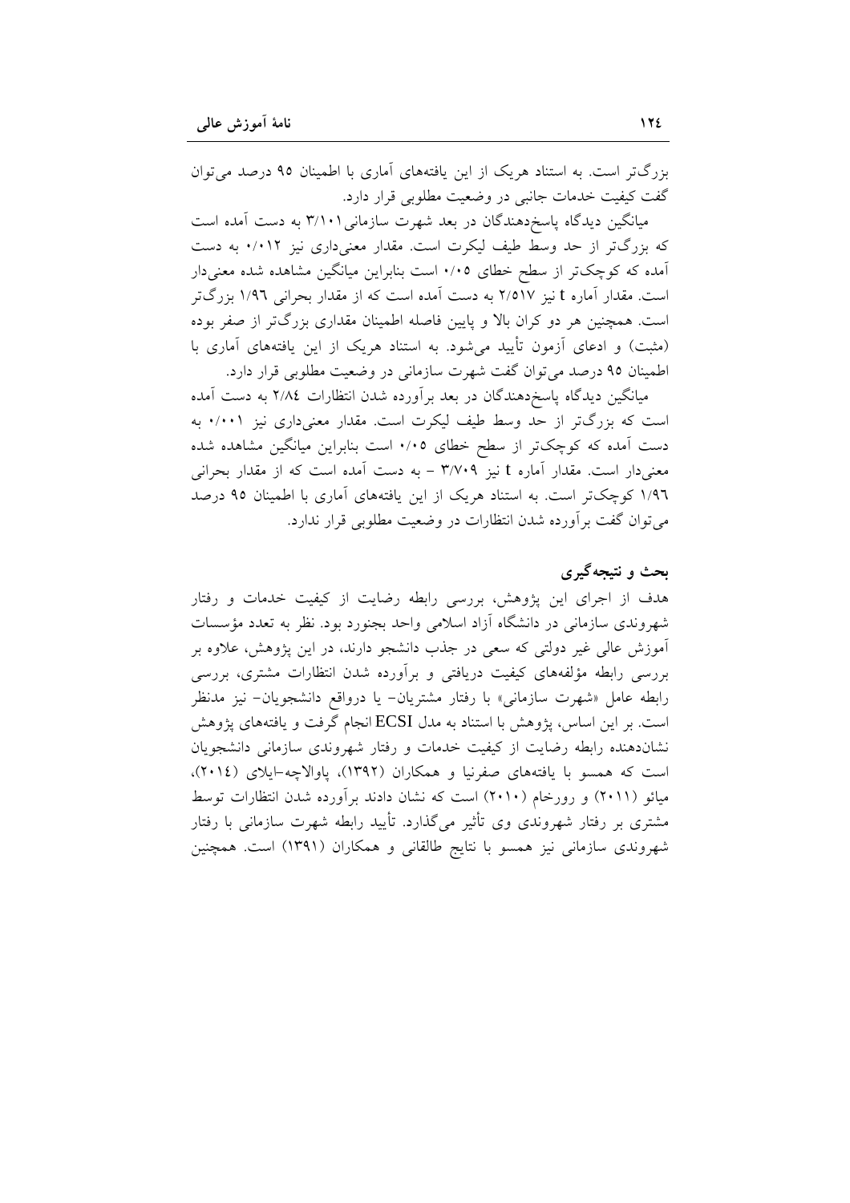بزرگ‌تر است. به استناد هریک از این یافته‌های آماری با اطمینان ۹۵ درصد می‌توان گفت کیفیت خدمات جانبی در وضعیت مطلوبی قرار دارد.

میانگین دیدگاه پاسخ‌دهندگان در بعد شهرت سازمانی ۳/۱۰۱ به دست آمده است که بزرگ‌تر از حد وسط طیف لیکرت است. مقدار معنی‌داری نیز ۰/۰۱۲ به دست آمده که کوچک‌تر از سطح خطای ۰/۰۵ است بنابراین میانگین مشاهده شده معنی‌دار است. مقدار آماره t نیز ۲/۵۱۷ به دست آمده است که از مقدار بحرانی ۱/۹۶ بزرگ‌تر است. همچنین هر دو کران بالا و پایین فاصله اطمینان مقداری بزرگ‌تر از صفر بوده (مثبت) و ادعای آزمون تأیید می‌شود. به استناد هریک از این یافته‌های آماری با اطمینان ۹۵ درصد می‌توان گفت شهرت سازمانی در وضعیت مطلوبی قرار دارد.

میانگین دیدگاه پاسخ‌دهندگان در بعد برآورده شدن انتظارات ۲/۸۴ به دست آمده است که بزرگ‌تر از حد وسط طیف لیکرت است. مقدار معنی‌داری نیز ۰/۰۰۱ به دست آمده که کوچک‌تر از سطح خطای ۰/۰۵ است بنابراین میانگین مشاهده شده معنی‌دار است. مقدار آماره t نیز ۳/۷۰۹ - به دست آمده است که از مقدار بحرانی ۱/۹۶ کوچک‌تر است. به استناد هریک از این یافته‌های آماری با اطمینان ۹۵ درصد می‌توان گفت برآورده شدن انتظارات در وضعیت مطلوبی قرار ندارد.

## بحث و نتیجه‌گیری

هدف از اجرای این پژوهش، بررسی رابطه رضایت از کیفیت خدمات و رفتار شهروندی سازمانی در دانشگاه آزاد اسلامی واحد بجنورد بود. نظر به تعدد مؤسسات آموزش عالی غیر دولتی که سعی در جذب دانشجو دارند، در این پژوهش، علاوه بر بررسی رابطه مؤلفه‌های کیفیت دریافتی و برآورده شدن انتظارات مشتری، بررسی رابطه عامل «شهرت سازمانی» با رفتار مشتریان- یا درواقع دانشجویان- نیز مدنظر است. بر این اساس، پژوهش با استناد به مدل ECSI انجام گرفت و یافته‌های پژوهش نشان‌دهنده رابطه رضایت از کیفیت خدمات و رفتار شهروندی سازمانی دانشجویان است که همسو با یافته‌های صفرنیا و همکاران (۱۳۹۲)، پاوالاچه-ایلای (۲۰۱٤)، میائو (۲۰۱۱) و رورخام (۲۰۱۰) است که نشان دادند برآورده شدن انتظارات توسط مشتری بر رفتار شهروندی وی تأثیر می‌گذارد. تأیید رابطه شهرت سازمانی با رفتار شهروندی سازمانی نیز همسو با نتایج طالقانی و همکاران (۱۳۹۱) است. همچنین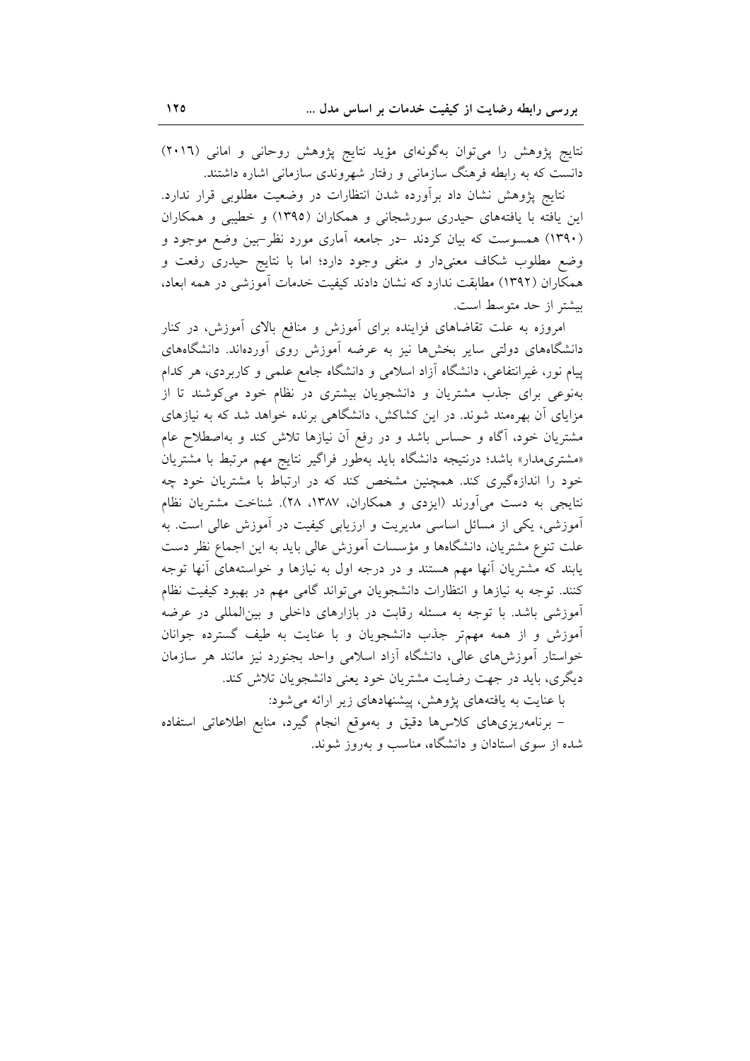نتایج پژوهش را می‌توان به‌گونه‌ای مؤید نتایج پژوهش روحانی و امانی (۲۰۱۶) دانست که به رابطه فرهنگ سازمانی و رفتار شهروندی سازمانی اشاره داشتند.

نتایج پژوهش نشان داد برآورده شدن انتظارات در وضعیت مطلوبی قرار ندارد. این یافته با یافته‌های حیدری سورشجانی و همکاران (۱۳۹۵) و خطیبی و همکاران (۱۳۹۰) همسوست که بیان کردند -در جامعه آماری مورد نظر- بین وضع موجود و وضع مطلوب شکاف معنی‌دار و منفی وجود دارد؛ اما با نتایج حیدری رفعت و همکاران (۱۳۹۲) مطابقت ندارد که نشان دادند کیفیت خدمات آموزشی در همه ابعاد، بیشتر از حد متوسط است.

امروزه به علت تقاضاهای فزاینده برای آموزش و منافع بالای آموزش، در کنار دانشگاه‌های دولتی سایر بخش‌ها نیز به عرضه آموزش روی آورده‌اند. دانشگاه‌های پیام نور، غیرانتفاعی، دانشگاه آزاد اسلامی و دانشگاه جامع علمی و کاربردی، هر کدام به‌نوعی برای جذب مشتریان و دانشجویان بیشتری در نظام خود می‌کوشند تا از مزایای آن بهره‌مند شوند. در این کشاکش، دانشگاهی برنده خواهد شد که به نیازهای مشتریان خود، آگاه و حساس باشد و در رفع آن نیازها تلاش کند و به‌اصطلاح عام «مشتری‌مدار» باشد؛ درنتیجه دانشگاه باید به‌طور فراگیر نتایج مهم مرتبط با مشتریان خود را اندازه‌گیری کند. همچنین مشخص کند که در ارتباط با مشتریان خود چه نتایجی به دست می‌آورند (ایزدی و همکاران، ۱۳۸۷، ۲۸). شناخت مشتریان نظام آموزشی، یکی از مسائل اساسی مدیریت و ارزیابی کیفیت در آموزش عالی است. به علت تنوع مشتریان، دانشگاه‌ها و مؤسسات آموزش عالی باید به این اجماع نظر دست یابند که مشتریان آنها مهم هستند و در درجه اول به نیازها و خواسته‌های آنها توجه کنند. توجه به نیازها و انتظارات دانشجویان می‌تواند گامی مهم در بهبود کیفیت نظام آموزشی باشد. با توجه به مسئله رقابت در بازارهای داخلی و بین‌المللی در عرضه آموزش و از همه مهم‌تر جذب دانشجویان و با عنایت به طیف گسترده جوانان خواستار آموزش‌های عالی، دانشگاه آزاد اسلامی واحد بجنورد نیز مانند هر سازمان دیگری، باید در جهت رضایت مشتریان خود یعنی دانشجویان تلاش کند.

با عنایت به یافته‌های پژوهش، پیشنهادهای زیر ارائه می‌شود:

- برنامه‌ریزی‌های کلاس‌ها دقیق و به‌موقع انجام گیرد، منابع اطلاعاتی استفاده شده از سوی استادان و دانشگاه، مناسب و به‌روز شوند.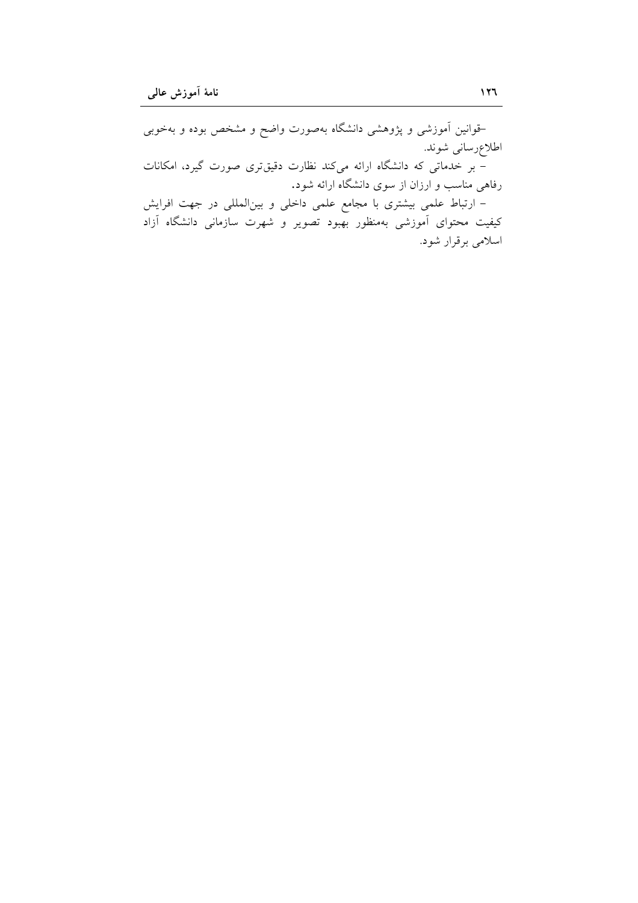–قوانین آموزشی و پژوهشی دانشگاه به‌صورت واضح و مشخص بوده و به‌خوبی اطلاع‌رسانی شوند.

– بر خدماتی که دانشگاه ارائه می‌کند نظارت دقیق‌تری صورت گیرد، امکانات رفاهی مناسب و ارزان از سوی دانشگاه ارائه شود.

– ارتباط علمی بیشتری با مجامع علمی داخلی و بین‌المللی در جهت افزایش کیفیت محتوای آموزشی به‌منظور بهبود تصویر و شهرت سازمانی دانشگاه آزاد اسلامی برقرار شود.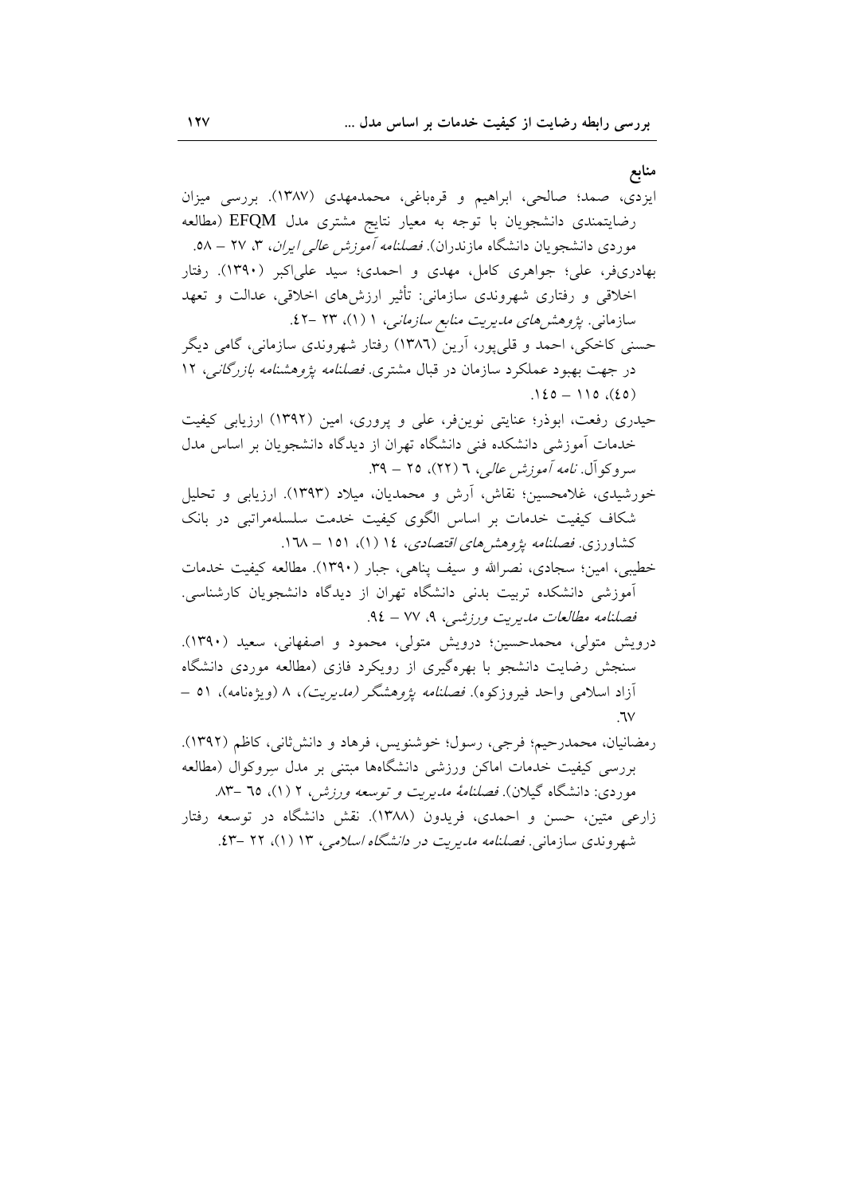## منابع

ایزدی، صمد؛ صالحی، ابراهیم و قره‌باغی، محمدمهدی (۱۳۸۷). بررسی میزان رضایتمندی دانشجویان با توجه به معیار نتایج مشتری مدل EFQM (مطالعه موردی دانشجویان دانشگاه مازندران). *فصلنامه آموزش عالی ایران*، ۳، ۲۷ – ۵۸.

بهادری‌فر، علی؛ جواهری کامل، مهدی و احمدی؛ سید علی‌اکبر (۱۳۹۰). رفتار اخلاقی و رفتاری شهروندی سازمانی: تأثیر ارزش‌های اخلاقی، عدالت و تعهد سازمانی. *پژوهش‌های مدیریت منابع سازمانی*، ۱ (۱)، ۲۳ -۴۲.

حسنی کاخکی، احمد و قلی‌پور، آرین (۱۳۸۶) رفتار شهروندی سازمانی، گامی دیگر در جهت بهبود عملکرد سازمان در قبال مشتری. *فصلنامه پژوهشنامه بازرگانی*، ۱۲ (۴۵)، ۱۱۵ – ۱۴۵.

حیدری رفعت، ابوذر؛ عنایتی نوین‌فر، علی و پروری، امین (۱۳۹۲) ارزیابی کیفیت خدمات آموزشی دانشکده فنی دانشگاه تهران از دیدگاه دانشجویان بر اساس مدل سروکوآل. *نامه آموزش عالی*، ۶ (۲۲)، ۲۵ – ۳۹.

خورشیدی، غلامحسین؛ نقاش، آرش و محمدیان، میلاد (۱۳۹۳). ارزیابی و تحلیل شکاف کیفیت خدمات بر اساس الگوی کیفیت خدمت سلسله‌مراتبی در بانک کشاورزی. *فصلنامه پژوهش‌های اقتصادی*، ۱۴ (۱)، ۱۵۱ – ۱۶۸.

خطیبی، امین؛ سجادی، نصرالله و سیف پناهی، جبار (۱۳۹۰). مطالعه کیفیت خدمات آموزشی دانشکده تربیت بدنی دانشگاه تهران از دیدگاه دانشجویان کارشناسی. *فصلنامه مطالعات مدیریت ورزشی*، ۹، ۷۷ – ۹۴.

درویش متولی، محمدحسین؛ درویش متولی، محمود و اصفهانی، سعید (۱۳۹۰). سنجش رضایت دانشجو با بهره‌گیری از رویکرد فازی (مطالعه موردی دانشگاه آزاد اسلامی واحد فیروزکوه). *فصلنامه پژوهشگر (مدیریت)*، ۸ (ویژه‌نامه)، ۵۱ – ۶۷.

رمضانیان، محمدرحیم؛ فرجی، رسول؛ خوشنویس، فرهاد و دانش‌ثانی، کاظم (۱۳۹۲). بررسی کیفیت خدمات اماکن ورزشی دانشگاه‌ها مبتنی بر مدل سروکوال (مطالعه موردی: دانشگاه گیلان). *فصلنامهٔ مدیریت و توسعه ورزش*، ۲ (۱)، ۶۵ -۸۳.

زارعی متین، حسن و احمدی، فریدون (۱۳۸۸). نقش دانشگاه در توسعه رفتار شهروندی سازمانی. *فصلنامه مدیریت در دانشگاه اسلامی*، ۱۳ (۱)، ۲۲ -۴۳.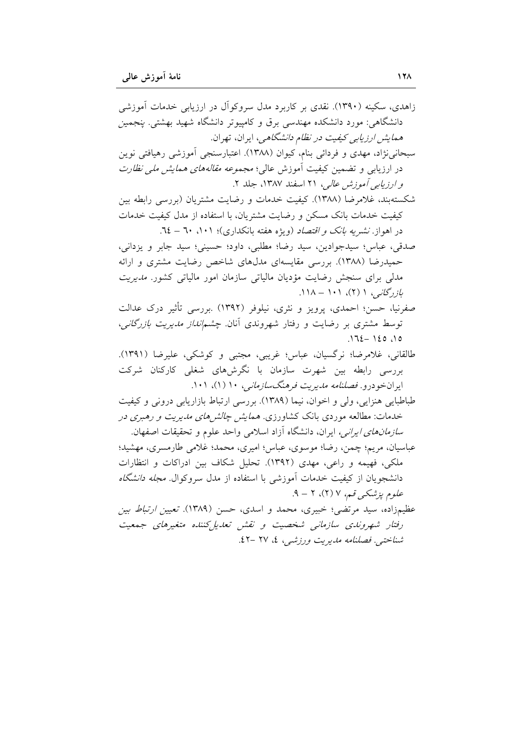زاهدی، سکینه (۱۳۹۰). نقدی بر کاربرد مدل سروکوآل در ارزیابی خدمات آموزشی دانشگاهی: مورد دانشکده مهندسی برق و کامپیوتر دانشگاه شهید بهشتی. پنجمین *همایش ارزیابی کیفیت در نظام دانشگاهی*، ایران، تهران.

سبحانی‌نژاد، مهدی و فردائی بنام، کیوان (۱۳۸۸). اعتبارسنجی آموزشی رهیافتی نوین در ارزیابی و تضمین کیفیت آموزش عالی؛ *مجموعه مقاله‌های همایش ملی نظارت و ارزیابی آموزش عالی*، ۲۱ اسفند ۱۳۸۷، جلد ۲.

شکسته‌بند، غلامرضا (۱۳۸۸). کیفیت خدمات و رضایت مشتریان (بررسی رابطه بین کیفیت خدمات بانک مسکن و رضایت مشتریان، با استفاده از مدل کیفیت خدمات در اهواز. *نشریه بانک و اقتصاد* (ویژه هفته بانکداری)؛ ۱۰۱، ٦٠ – ٦٤.

صدقی، عباس؛ سیدجوادین، سید رضا؛ مطلبی، داود؛ حسینی؛ سید جابر و یزدانی، حمیدرضا (۱۳۸۸). بررسی مقایسه‌ای مدل‌های شاخص رضایت مشتری و ارائه مدلی برای سنجش رضایت مؤدیان مالیاتی سازمان امور مالیاتی کشور. *مدیریت بازرگانی*، ۱ (۲)، ۱۰۱ – ۱۱۸.

صفرنیا، حسن؛ احمدی، پرویز و نثری، نیلوفر (۱۳۹۲) .بررسی تأثیر درک عدالت توسط مشتری بر رضایت و رفتار شهروندی آنان. *چشم‌انداز مدیریت بازرگانی*، ۱۵، ۱٤٥ –۱٦٤.

طالقانی، غلامرضا؛ نرگسیان، عباس؛ غریبی، مجتبی و کوشکی، علیرضا (۱۳۹۱). بررسی رابطه بین شهرت سازمان با نگرش‌های شغلی کارکنان شرکت ایران‌خودرو. *فصلنامه مدیریت فرهنگ‌سازمانی*، ۱۰ (۱)، ۱۰۱.

طباطبایی هنزایی، ولی و اخوان، نیما (۱۳۸۹). بررسی ارتباط بازاریابی درونی و کیفیت خدمات: مطالعه موردی بانک کشاورزی. *همایش چالش‌های مدیریت و رهبری در سازمان‌های ایرانی*، ایران، دانشگاه آزاد اسلامی واحد علوم و تحقیقات اصفهان.

عباسیان، مریم؛ چمن، رضا؛ موسوی، عباس؛ امیری، محمد؛ غلامی طارمسری، مهشید؛ ملکی، فهیمه و راعی، مهدی (۱۳۹۲). تحلیل شکاف بین ادراکات و انتظارات دانشجویان از کیفیت خدمات آموزشی با استفاده از مدل سروکوال. *مجله دانشگاه علوم پزشکی قم*، ۷ (۲)، ۲ – ۹.

عظیم‌زاده، سید مرتضی؛ خبیری، محمد و اسدی، حسن (۱۳۸۹). *تعیین ارتباط بین رفتار شهروندی سازمانی شخصیت و نقش تعدیل‌کننده متغیرهای جمعیت شناختی*. *فصلنامه مدیریت ورزشی*، ٤، ۲۷ –٤۲.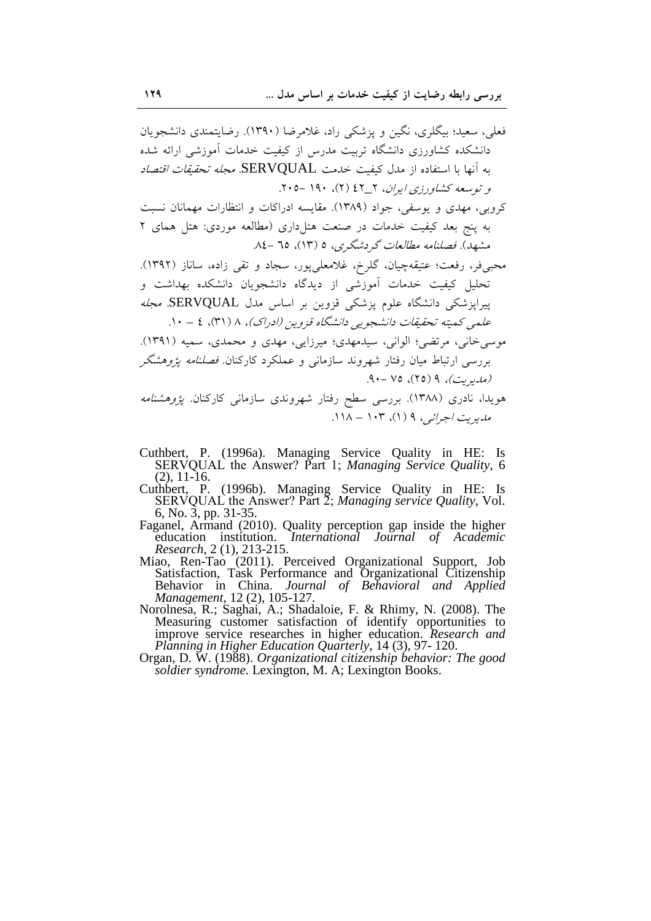فعلی، سعید؛ بیگلری، نگین و پزشکی راد، غلامرضا (۱۳۹۰). رضایتمندی دانشجویان دانشکده کشاورزی دانشگاه تربیت مدرس از کیفیت خدمات آموزشی ارائه شده به آنها با استفاده از مدل کیفیت خدمت SERVQUAL. *مجله تحقیقات اقتصاد و توسعه کشاورزی ایران*، ۲_۴۲ (۲)، ۱۹۰ -۲۰۵.

کروبی، مهدی و یوسفی، جواد (۱۳۸۹). مقایسه ادراکات و انتظارات مهمانان نسبت به پنج بعد کیفیت خدمات در صنعت هتل‌داری (مطالعه موردی: هتل همای ۲ مشهد). *فصلنامه مطالعات گردشگری*، ۵ (۱۳)، ۶۵ -۸۴.

محبی‌فر، رفعت؛ عتیقه‌چیان، گلرخ، غلامعلی‌پور، سجاد و تقی زاده، ساناز (۱۳۹۲). تحلیل کیفیت خدمات آموزشی از دیدگاه دانشجویان دانشکده بهداشت و پیراپزشکی دانشگاه علوم پزشکی قزوین بر اساس مدل SERVQUAL. *مجله علمی کمیته تحقیقات دانشجویی دانشگاه قزوین (ادراک)*، ۸ (۳۱)، ۴ – ۱۰.

موسی‌خانی، مرتضی؛ الوانی، سیدمهدی؛ میرزایی، مهدی و محمدی، سمیه (۱۳۹۱). بررسی ارتباط میان رفتار شهروند سازمانی و عملکرد کارکنان. *فصلنامه پژوهشگر (مدیریت)*، ۹ (۲۵)، ۷۵ -۹۰.

هویدا، نادری (۱۳۸۸). بررسی سطح رفتار شهروندی سازمانی کارکنان. *پژوهشنامه مدیریت اجرائی*، ۹ (۱)، ۱۰۳ – ۱۱۸.

Cuthbert, P. (1996a). Managing Service Quality in HE: Is SERVQUAL the Answer? Part 1; *Managing Service Quality*, 6 (2), 11-16.

Cuthbert, P. (1996b). Managing Service Quality in HE: Is SERVQUAL the Answer? Part 2; *Managing service Quality*, Vol. 6, No. 3, pp. 31-35.

Faganel, Armand (2010). Quality perception gap inside the higher education institution. *International Journal of Academic Research*, 2 (1), 213-215.

Miao, Ren-Tao (2011). Perceived Organizational Support, Job Satisfaction, Task Performance and Organizational Citizenship Behavior in China. *Journal of Behavioral and Applied Management*, 12 (2), 105-127.

Norolnesa, R.; Saghai, A.; Shadaloie, F. & Rhimy, N. (2008). The Measuring customer satisfaction of identify opportunities to improve service researches in higher education. *Research and Planning in Higher Education Quarterly*, 14 (3), 97- 120.

Organ, D. W. (1988). *Organizational citizenship behavior: The good soldier syndrome*. Lexington, M. A; Lexington Books.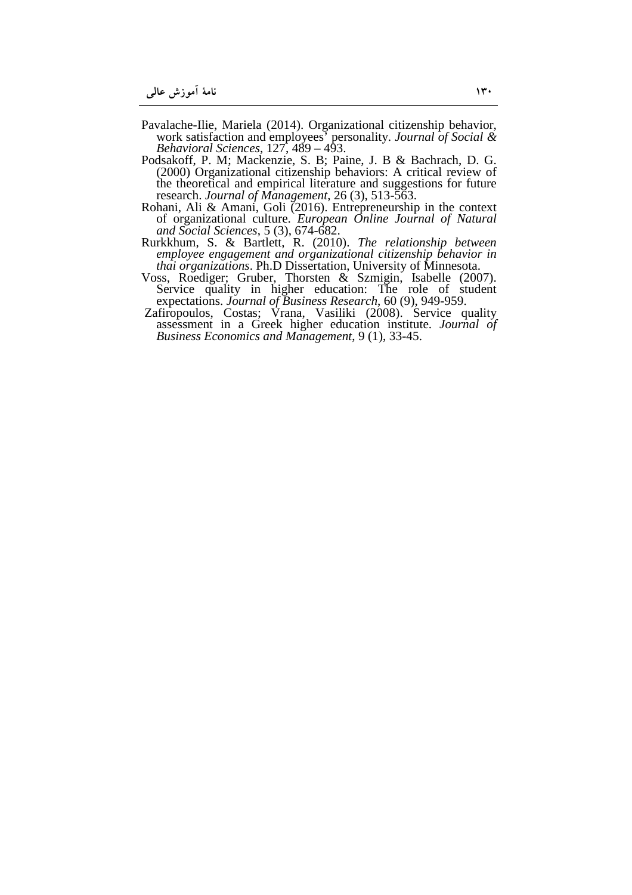Pavalache-Ilie, Mariela (2014). Organizational citizenship behavior, work satisfaction and employees' personality. *Journal of Social & Behavioral Sciences*, 127, 489 – 493.

Podsakoff, P. M; Mackenzie, S. B; Paine, J. B & Bachrach, D. G. (2000) Organizational citizenship behaviors: A critical review of the theoretical and empirical literature and suggestions for future research. *Journal of Management*, 26 (3), 513-563.

Rohani, Ali & Amani, Goli (2016). Entrepreneurship in the context of organizational culture. *European Online Journal of Natural and Social Sciences*, 5 (3), 674-682.

Rurkkhum, S. & Bartlett, R. (2010). *The relationship between employee engagement and organizational citizenship behavior in thai organizations*. Ph.D Dissertation, University of Minnesota.

Voss, Roediger; Gruber, Thorsten & Szmigin, Isabelle (2007). Service quality in higher education: The role of student expectations. *Journal of Business Research*, 60 (9), 949-959.

Zafiropoulos, Costas; Vrana, Vasiliki (2008). Service quality assessment in a Greek higher education institute. *Journal of Business Economics and Management*, 9 (1), 33-45.